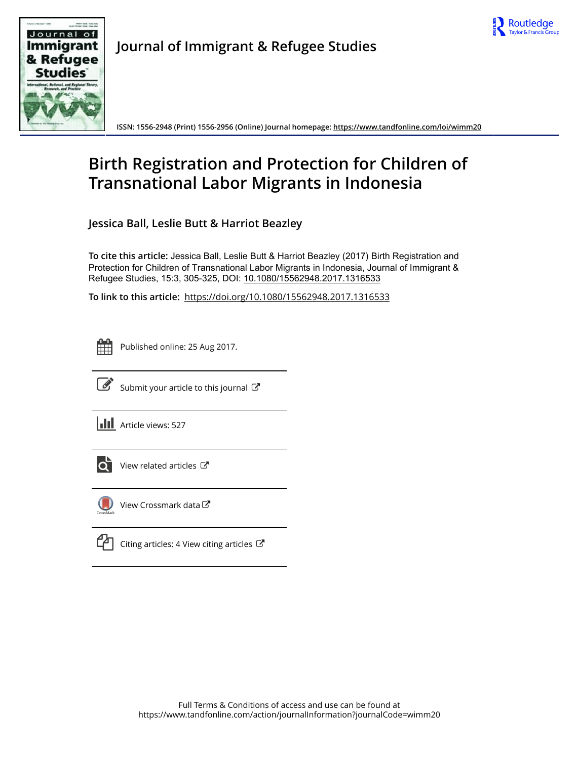# Journal of Immigrant & Refugee Studies

ISSN: 1556-2948 (Print) 1556-2956 (Online) Journal homepage: https://www.tandfonline.com/loi/wimm20

# Birth Registration and Protection for Children of Transnational Labor Migrants in Indonesia

**Jessica Ball, Leslie Butt & Harriot Beazley**

**To cite this article:** Jessica Ball, Leslie Butt & Harriot Beazley (2017) Birth Registration and Protection for Children of Transnational Labor Migrants in Indonesia, Journal of Immigrant & Refugee Studies, 15:3, 305-325, DOI: 10.1080/15562948.2017.1316533

**To link to this article:** https://doi.org/10.1080/15562948.2017.1316533

Published online: 25 Aug 2017.

Submit your article to this journal

Article views: 527

View related articles

View Crossmark data

Citing articles: 4 View citing articles

Full Terms & Conditions of access and use can be found at
https://www.tandfonline.com/action/journalInformation?journalCode=wimm20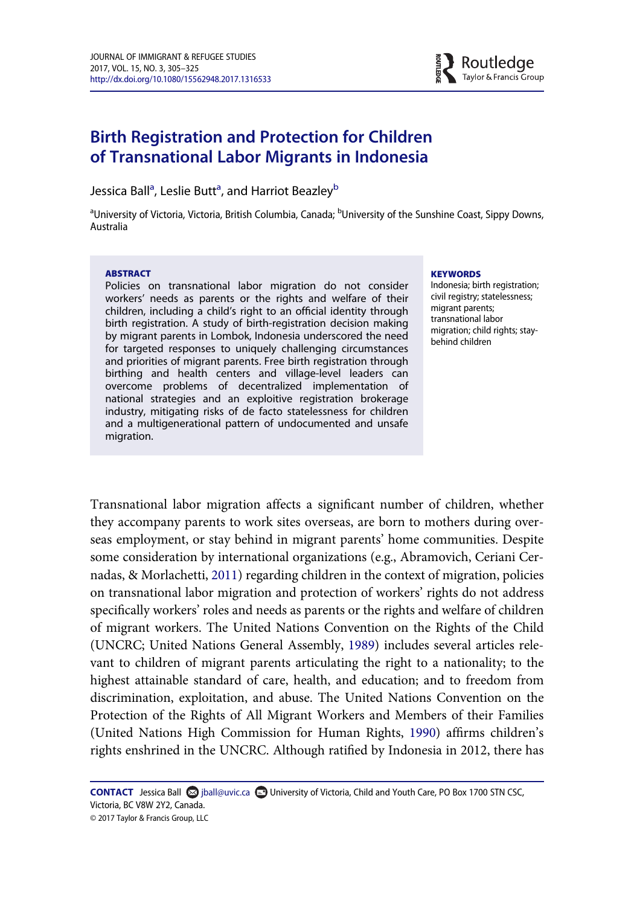# Birth Registration and Protection for Children of Transnational Labor Migrants in Indonesia

Jessica Ball[a], Leslie Butt[a], and Harriot Beazley[b]

[a]University of Victoria, Victoria, British Columbia, Canada; [b]University of the Sunshine Coast, Sippy Downs, Australia

**ABSTRACT**

Policies on transnational labor migration do not consider workers' needs as parents or the rights and welfare of their children, including a child's right to an official identity through birth registration. A study of birth-registration decision making by migrant parents in Lombok, Indonesia underscored the need for targeted responses to uniquely challenging circumstances and priorities of migrant parents. Free birth registration through birthing and health centers and village-level leaders can overcome problems of decentralized implementation of national strategies and an exploitive registration brokerage industry, mitigating risks of de facto statelessness for children and a multigenerational pattern of undocumented and unsafe migration.

**KEYWORDS**

Indonesia; birth registration; civil registry; statelessness; migrant parents; transnational labor migration; child rights; stay-behind children

Transnational labor migration affects a significant number of children, whether they accompany parents to work sites overseas, are born to mothers during overseas employment, or stay behind in migrant parents' home communities. Despite some consideration by international organizations (e.g., Abramovich, Ceriani Cernadas, & Morlachetti, 2011) regarding children in the context of migration, policies on transnational labor migration and protection of workers' rights do not address specifically workers' roles and needs as parents or the rights and welfare of children of migrant workers. The United Nations Convention on the Rights of the Child (UNCRC; United Nations General Assembly, 1989) includes several articles relevant to children of migrant parents articulating the right to a nationality; to the highest attainable standard of care, health, and education; and to freedom from discrimination, exploitation, and abuse. The United Nations Convention on the Protection of the Rights of All Migrant Workers and Members of their Families (United Nations High Commission for Human Rights, 1990) affirms children's rights enshrined in the UNCRC. Although ratified by Indonesia in 2012, there has

**CONTACT** Jessica Ball jball@uvic.ca University of Victoria, Child and Youth Care, PO Box 1700 STN CSC, Victoria, BC V8W 2Y2, Canada.

© 2017 Taylor & Francis Group, LLC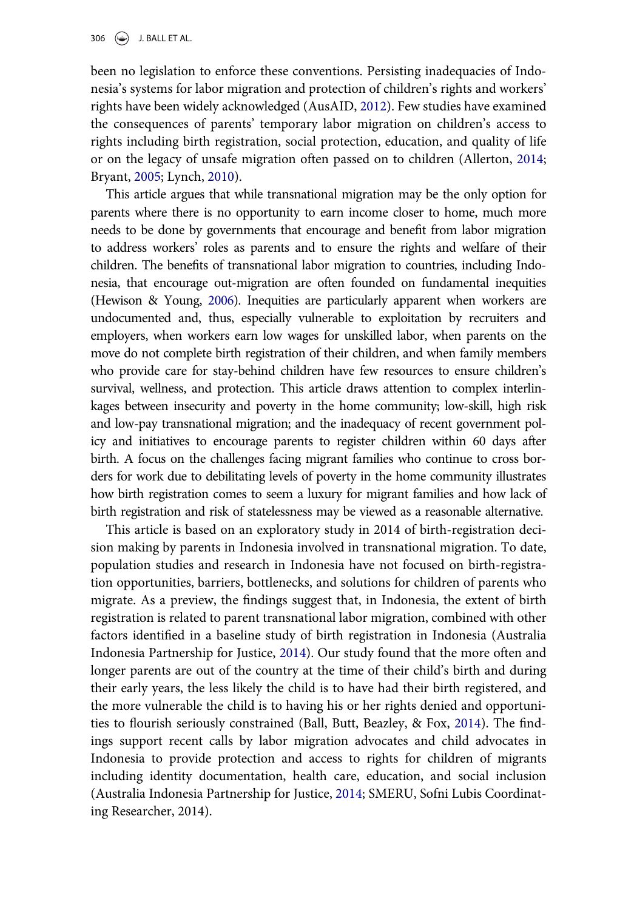been no legislation to enforce these conventions. Persisting inadequacies of Indonesia's systems for labor migration and protection of children's rights and workers' rights have been widely acknowledged (AusAID, 2012). Few studies have examined the consequences of parents' temporary labor migration on children's access to rights including birth registration, social protection, education, and quality of life or on the legacy of unsafe migration often passed on to children (Allerton, 2014; Bryant, 2005; Lynch, 2010).

This article argues that while transnational migration may be the only option for parents where there is no opportunity to earn income closer to home, much more needs to be done by governments that encourage and benefit from labor migration to address workers' roles as parents and to ensure the rights and welfare of their children. The benefits of transnational labor migration to countries, including Indonesia, that encourage out-migration are often founded on fundamental inequities (Hewison & Young, 2006). Inequities are particularly apparent when workers are undocumented and, thus, especially vulnerable to exploitation by recruiters and employers, when workers earn low wages for unskilled labor, when parents on the move do not complete birth registration of their children, and when family members who provide care for stay-behind children have few resources to ensure children's survival, wellness, and protection. This article draws attention to complex interlinkages between insecurity and poverty in the home community; low-skill, high risk and low-pay transnational migration; and the inadequacy of recent government policy and initiatives to encourage parents to register children within 60 days after birth. A focus on the challenges facing migrant families who continue to cross borders for work due to debilitating levels of poverty in the home community illustrates how birth registration comes to seem a luxury for migrant families and how lack of birth registration and risk of statelessness may be viewed as a reasonable alternative.

This article is based on an exploratory study in 2014 of birth-registration decision making by parents in Indonesia involved in transnational migration. To date, population studies and research in Indonesia have not focused on birth-registration opportunities, barriers, bottlenecks, and solutions for children of parents who migrate. As a preview, the findings suggest that, in Indonesia, the extent of birth registration is related to parent transnational labor migration, combined with other factors identified in a baseline study of birth registration in Indonesia (Australia Indonesia Partnership for Justice, 2014). Our study found that the more often and longer parents are out of the country at the time of their child's birth and during their early years, the less likely the child is to have had their birth registered, and the more vulnerable the child is to having his or her rights denied and opportunities to flourish seriously constrained (Ball, Butt, Beazley, & Fox, 2014). The findings support recent calls by labor migration advocates and child advocates in Indonesia to provide protection and access to rights for children of migrants including identity documentation, health care, education, and social inclusion (Australia Indonesia Partnership for Justice, 2014; SMERU, Sofni Lubis Coordinating Researcher, 2014).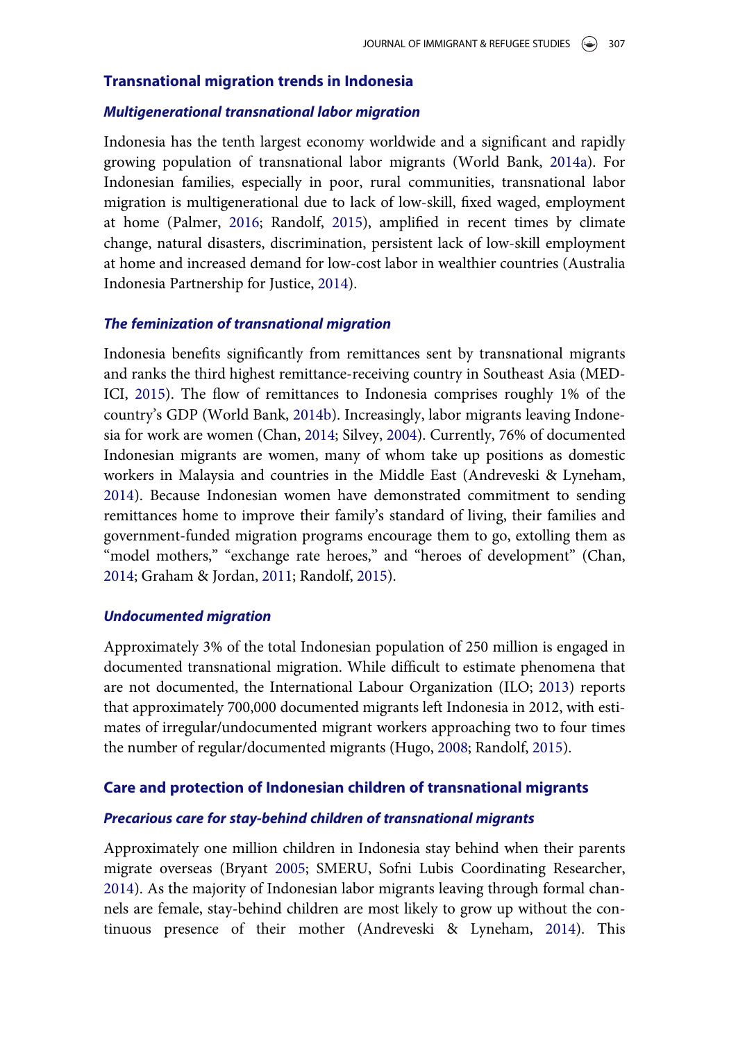## Transnational migration trends in Indonesia

### *Multigenerational transnational labor migration*

Indonesia has the tenth largest economy worldwide and a significant and rapidly growing population of transnational labor migrants (World Bank, 2014a). For Indonesian families, especially in poor, rural communities, transnational labor migration is multigenerational due to lack of low-skill, fixed waged, employment at home (Palmer, 2016; Randolf, 2015), amplified in recent times by climate change, natural disasters, discrimination, persistent lack of low-skill employment at home and increased demand for low-cost labor in wealthier countries (Australia Indonesia Partnership for Justice, 2014).

### *The feminization of transnational migration*

Indonesia benefits significantly from remittances sent by transnational migrants and ranks the third highest remittance-receiving country in Southeast Asia (MED-ICI, 2015). The flow of remittances to Indonesia comprises roughly 1% of the country's GDP (World Bank, 2014b). Increasingly, labor migrants leaving Indonesia for work are women (Chan, 2014; Silvey, 2004). Currently, 76% of documented Indonesian migrants are women, many of whom take up positions as domestic workers in Malaysia and countries in the Middle East (Andreveski & Lyneham, 2014). Because Indonesian women have demonstrated commitment to sending remittances home to improve their family's standard of living, their families and government-funded migration programs encourage them to go, extolling them as "model mothers," "exchange rate heroes," and "heroes of development" (Chan, 2014; Graham & Jordan, 2011; Randolf, 2015).

### *Undocumented migration*

Approximately 3% of the total Indonesian population of 250 million is engaged in documented transnational migration. While difficult to estimate phenomena that are not documented, the International Labour Organization (ILO; 2013) reports that approximately 700,000 documented migrants left Indonesia in 2012, with estimates of irregular/undocumented migrant workers approaching two to four times the number of regular/documented migrants (Hugo, 2008; Randolf, 2015).

## Care and protection of Indonesian children of transnational migrants

### *Precarious care for stay-behind children of transnational migrants*

Approximately one million children in Indonesia stay behind when their parents migrate overseas (Bryant 2005; SMERU, Sofni Lubis Coordinating Researcher, 2014). As the majority of Indonesian labor migrants leaving through formal channels are female, stay-behind children are most likely to grow up without the continuous presence of their mother (Andreveski & Lyneham, 2014). This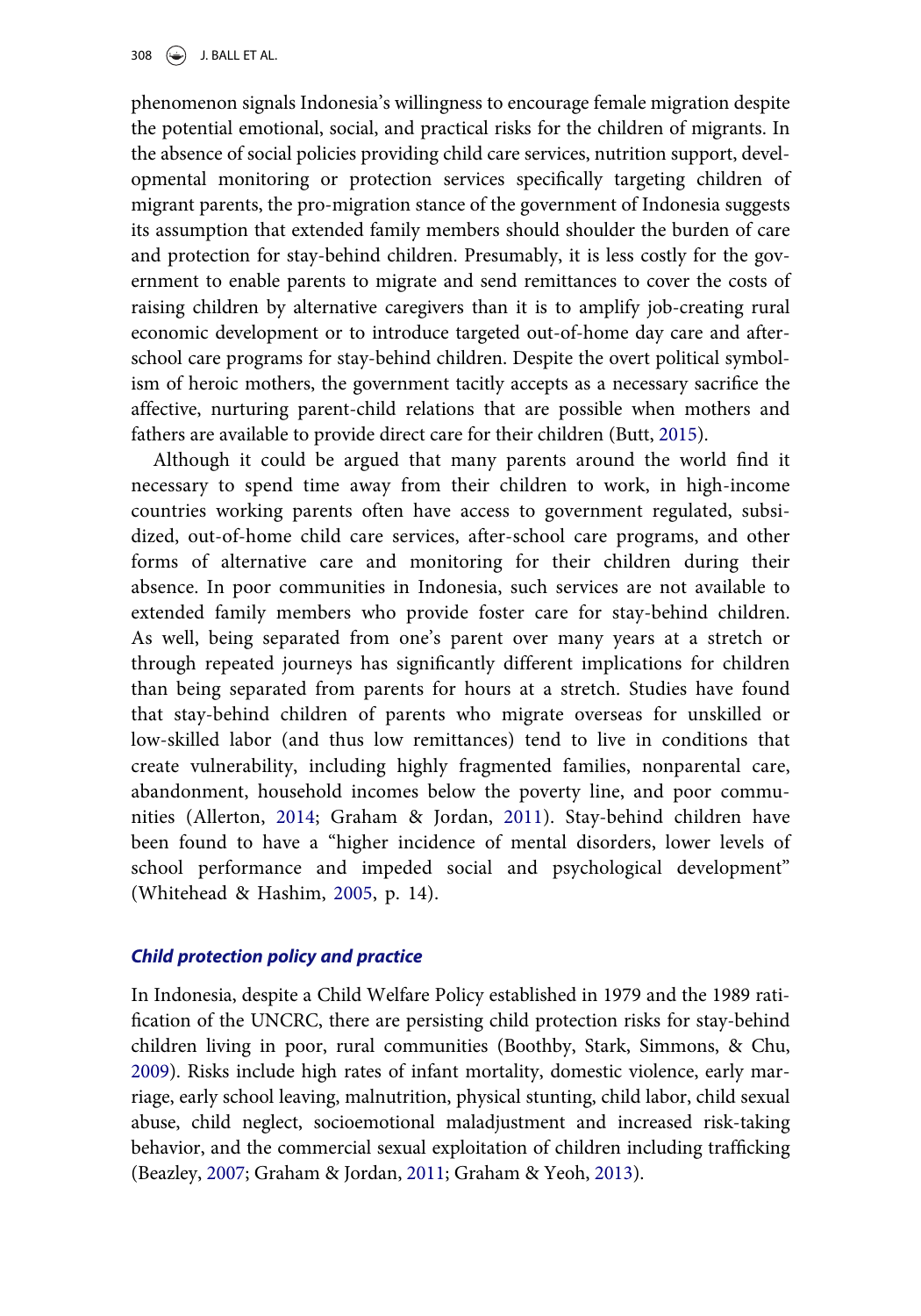phenomenon signals Indonesia's willingness to encourage female migration despite the potential emotional, social, and practical risks for the children of migrants. In the absence of social policies providing child care services, nutrition support, developmental monitoring or protection services specifically targeting children of migrant parents, the pro-migration stance of the government of Indonesia suggests its assumption that extended family members should shoulder the burden of care and protection for stay-behind children. Presumably, it is less costly for the government to enable parents to migrate and send remittances to cover the costs of raising children by alternative caregivers than it is to amplify job-creating rural economic development or to introduce targeted out-of-home day care and after-school care programs for stay-behind children. Despite the overt political symbolism of heroic mothers, the government tacitly accepts as a necessary sacrifice the affective, nurturing parent-child relations that are possible when mothers and fathers are available to provide direct care for their children (Butt, 2015).

Although it could be argued that many parents around the world find it necessary to spend time away from their children to work, in high-income countries working parents often have access to government regulated, subsidized, out-of-home child care services, after-school care programs, and other forms of alternative care and monitoring for their children during their absence. In poor communities in Indonesia, such services are not available to extended family members who provide foster care for stay-behind children. As well, being separated from one's parent over many years at a stretch or through repeated journeys has significantly different implications for children than being separated from parents for hours at a stretch. Studies have found that stay-behind children of parents who migrate overseas for unskilled or low-skilled labor (and thus low remittances) tend to live in conditions that create vulnerability, including highly fragmented families, nonparental care, abandonment, household incomes below the poverty line, and poor communities (Allerton, 2014; Graham & Jordan, 2011). Stay-behind children have been found to have a "higher incidence of mental disorders, lower levels of school performance and impeded social and psychological development" (Whitehead & Hashim, 2005, p. 14).

### *Child protection policy and practice*

In Indonesia, despite a Child Welfare Policy established in 1979 and the 1989 ratification of the UNCRC, there are persisting child protection risks for stay-behind children living in poor, rural communities (Boothby, Stark, Simmons, & Chu, 2009). Risks include high rates of infant mortality, domestic violence, early marriage, early school leaving, malnutrition, physical stunting, child labor, child sexual abuse, child neglect, socioemotional maladjustment and increased risk-taking behavior, and the commercial sexual exploitation of children including trafficking (Beazley, 2007; Graham & Jordan, 2011; Graham & Yeoh, 2013).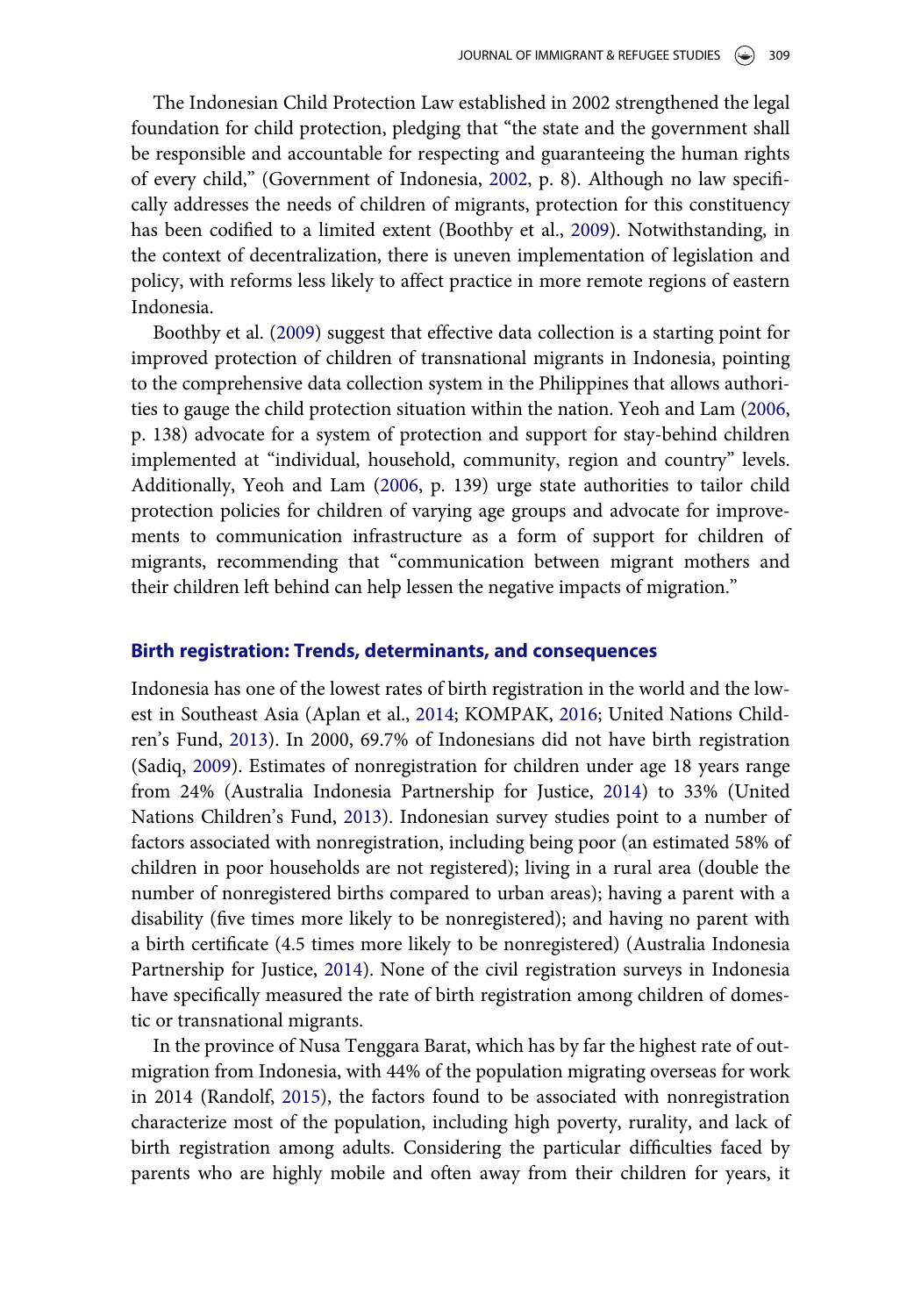The Indonesian Child Protection Law established in 2002 strengthened the legal foundation for child protection, pledging that "the state and the government shall be responsible and accountable for respecting and guaranteeing the human rights of every child," (Government of Indonesia, 2002, p. 8). Although no law specifically addresses the needs of children of migrants, protection for this constituency has been codified to a limited extent (Boothby et al., 2009). Notwithstanding, in the context of decentralization, there is uneven implementation of legislation and policy, with reforms less likely to affect practice in more remote regions of eastern Indonesia.

Boothby et al. (2009) suggest that effective data collection is a starting point for improved protection of children of transnational migrants in Indonesia, pointing to the comprehensive data collection system in the Philippines that allows authorities to gauge the child protection situation within the nation. Yeoh and Lam (2006, p. 138) advocate for a system of protection and support for stay-behind children implemented at "individual, household, community, region and country" levels. Additionally, Yeoh and Lam (2006, p. 139) urge state authorities to tailor child protection policies for children of varying age groups and advocate for improvements to communication infrastructure as a form of support for children of migrants, recommending that "communication between migrant mothers and their children left behind can help lessen the negative impacts of migration."

## Birth registration: Trends, determinants, and consequences

Indonesia has one of the lowest rates of birth registration in the world and the lowest in Southeast Asia (Aplan et al., 2014; KOMPAK, 2016; United Nations Children's Fund, 2013). In 2000, 69.7% of Indonesians did not have birth registration (Sadiq, 2009). Estimates of nonregistration for children under age 18 years range from 24% (Australia Indonesia Partnership for Justice, 2014) to 33% (United Nations Children's Fund, 2013). Indonesian survey studies point to a number of factors associated with nonregistration, including being poor (an estimated 58% of children in poor households are not registered); living in a rural area (double the number of nonregistered births compared to urban areas); having a parent with a disability (five times more likely to be nonregistered); and having no parent with a birth certificate (4.5 times more likely to be nonregistered) (Australia Indonesia Partnership for Justice, 2014). None of the civil registration surveys in Indonesia have specifically measured the rate of birth registration among children of domestic or transnational migrants.

In the province of Nusa Tenggara Barat, which has by far the highest rate of outmigration from Indonesia, with 44% of the population migrating overseas for work in 2014 (Randolf, 2015), the factors found to be associated with nonregistration characterize most of the population, including high poverty, rurality, and lack of birth registration among adults. Considering the particular difficulties faced by parents who are highly mobile and often away from their children for years, it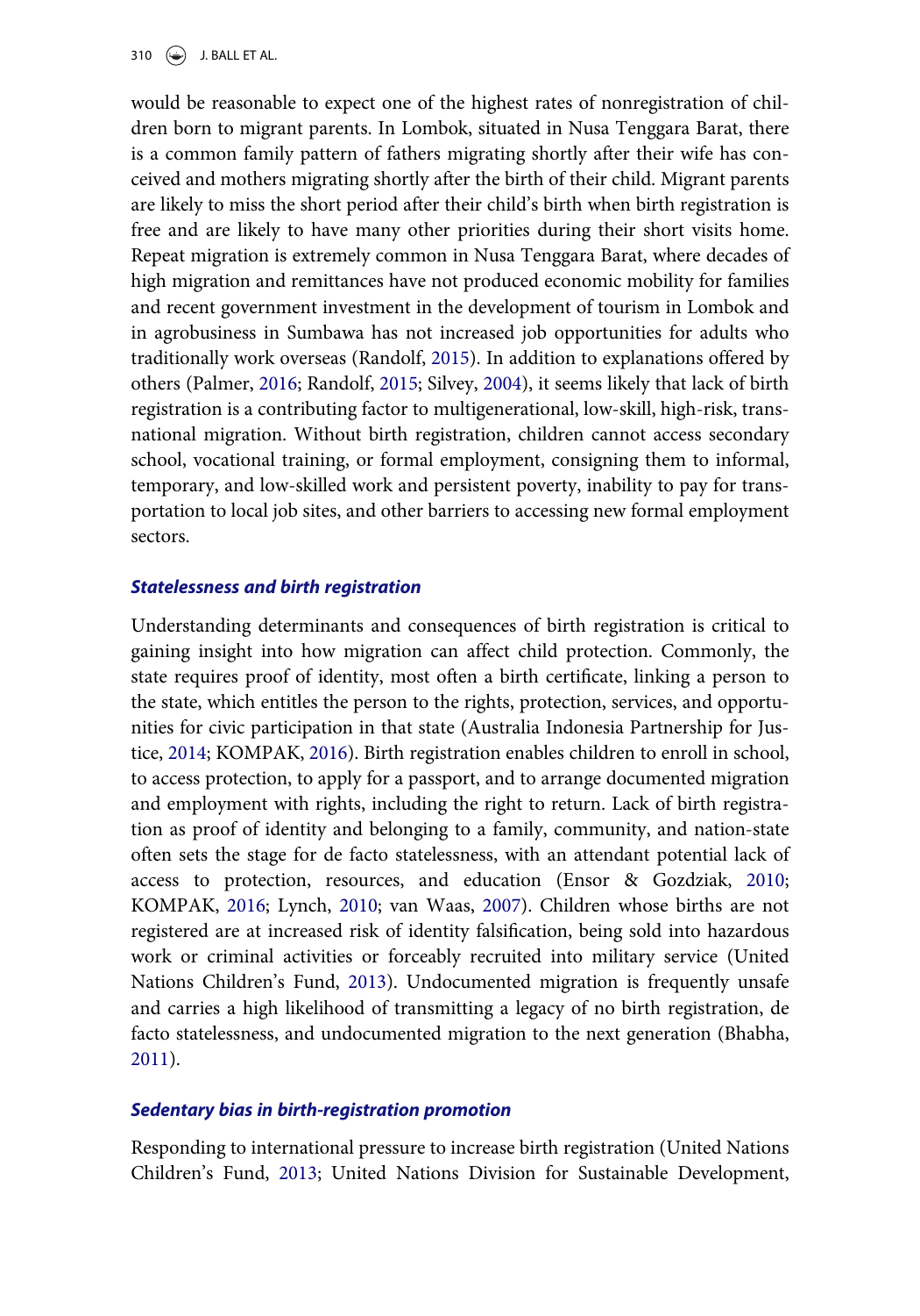would be reasonable to expect one of the highest rates of nonregistration of children born to migrant parents. In Lombok, situated in Nusa Tenggara Barat, there is a common family pattern of fathers migrating shortly after their wife has conceived and mothers migrating shortly after the birth of their child. Migrant parents are likely to miss the short period after their child's birth when birth registration is free and are likely to have many other priorities during their short visits home. Repeat migration is extremely common in Nusa Tenggara Barat, where decades of high migration and remittances have not produced economic mobility for families and recent government investment in the development of tourism in Lombok and in agrobusiness in Sumbawa has not increased job opportunities for adults who traditionally work overseas (Randolf, 2015). In addition to explanations offered by others (Palmer, 2016; Randolf, 2015; Silvey, 2004), it seems likely that lack of birth registration is a contributing factor to multigenerational, low-skill, high-risk, transnational migration. Without birth registration, children cannot access secondary school, vocational training, or formal employment, consigning them to informal, temporary, and low-skilled work and persistent poverty, inability to pay for transportation to local job sites, and other barriers to accessing new formal employment sectors.

### *Statelessness and birth registration*

Understanding determinants and consequences of birth registration is critical to gaining insight into how migration can affect child protection. Commonly, the state requires proof of identity, most often a birth certificate, linking a person to the state, which entitles the person to the rights, protection, services, and opportunities for civic participation in that state (Australia Indonesia Partnership for Justice, 2014; KOMPAK, 2016). Birth registration enables children to enroll in school, to access protection, to apply for a passport, and to arrange documented migration and employment with rights, including the right to return. Lack of birth registration as proof of identity and belonging to a family, community, and nation-state often sets the stage for de facto statelessness, with an attendant potential lack of access to protection, resources, and education (Ensor & Gozdziak, 2010; KOMPAK, 2016; Lynch, 2010; van Waas, 2007). Children whose births are not registered are at increased risk of identity falsification, being sold into hazardous work or criminal activities or forceably recruited into military service (United Nations Children's Fund, 2013). Undocumented migration is frequently unsafe and carries a high likelihood of transmitting a legacy of no birth registration, de facto statelessness, and undocumented migration to the next generation (Bhabha, 2011).

### *Sedentary bias in birth-registration promotion*

Responding to international pressure to increase birth registration (United Nations Children's Fund, 2013; United Nations Division for Sustainable Development,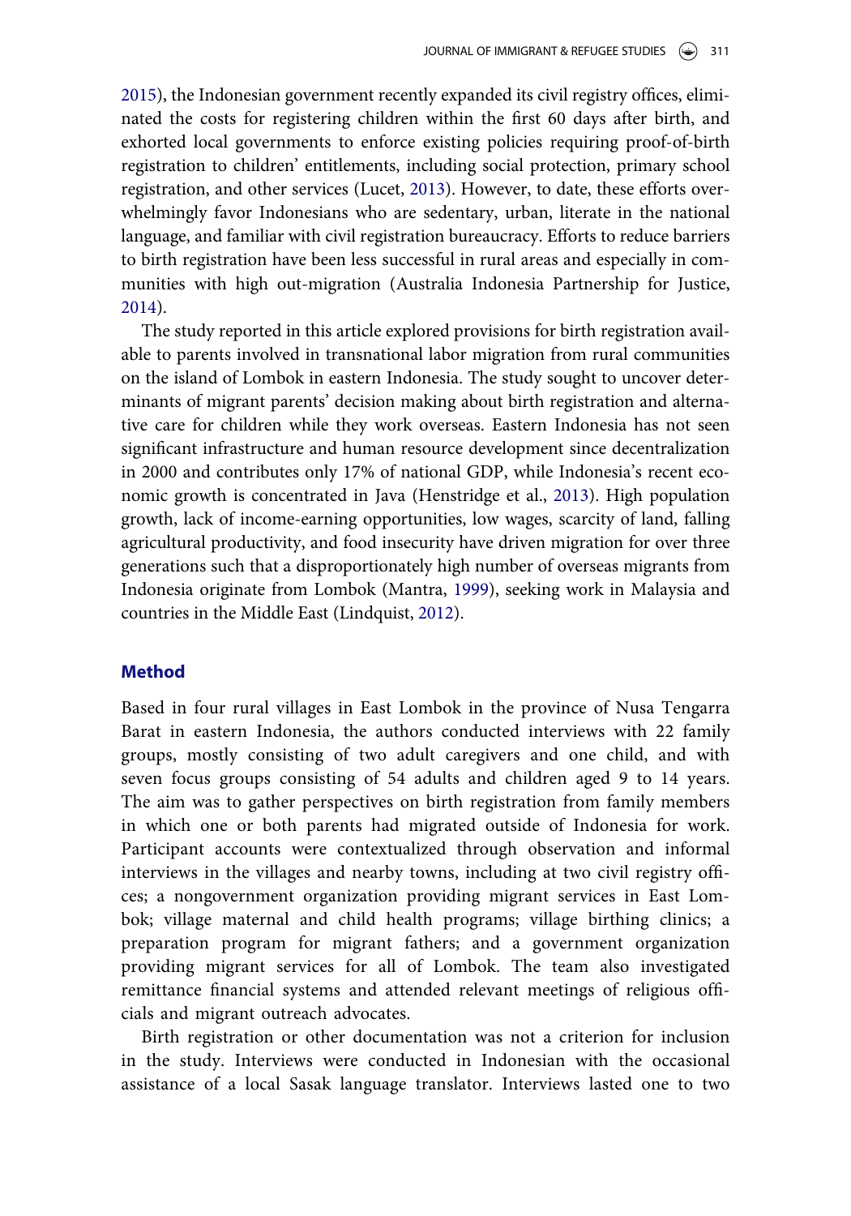2015), the Indonesian government recently expanded its civil registry offices, eliminated the costs for registering children within the first 60 days after birth, and exhorted local governments to enforce existing policies requiring proof-of-birth registration to children' entitlements, including social protection, primary school registration, and other services (Lucet, 2013). However, to date, these efforts overwhelmingly favor Indonesians who are sedentary, urban, literate in the national language, and familiar with civil registration bureaucracy. Efforts to reduce barriers to birth registration have been less successful in rural areas and especially in communities with high out-migration (Australia Indonesia Partnership for Justice, 2014).

The study reported in this article explored provisions for birth registration available to parents involved in transnational labor migration from rural communities on the island of Lombok in eastern Indonesia. The study sought to uncover determinants of migrant parents' decision making about birth registration and alternative care for children while they work overseas. Eastern Indonesia has not seen significant infrastructure and human resource development since decentralization in 2000 and contributes only 17% of national GDP, while Indonesia's recent economic growth is concentrated in Java (Henstridge et al., 2013). High population growth, lack of income-earning opportunities, low wages, scarcity of land, falling agricultural productivity, and food insecurity have driven migration for over three generations such that a disproportionately high number of overseas migrants from Indonesia originate from Lombok (Mantra, 1999), seeking work in Malaysia and countries in the Middle East (Lindquist, 2012).

## Method

Based in four rural villages in East Lombok in the province of Nusa Tengarra Barat in eastern Indonesia, the authors conducted interviews with 22 family groups, mostly consisting of two adult caregivers and one child, and with seven focus groups consisting of 54 adults and children aged 9 to 14 years. The aim was to gather perspectives on birth registration from family members in which one or both parents had migrated outside of Indonesia for work. Participant accounts were contextualized through observation and informal interviews in the villages and nearby towns, including at two civil registry offices; a nongovernment organization providing migrant services in East Lombok; village maternal and child health programs; village birthing clinics; a preparation program for migrant fathers; and a government organization providing migrant services for all of Lombok. The team also investigated remittance financial systems and attended relevant meetings of religious officials and migrant outreach advocates.

Birth registration or other documentation was not a criterion for inclusion in the study. Interviews were conducted in Indonesian with the occasional assistance of a local Sasak language translator. Interviews lasted one to two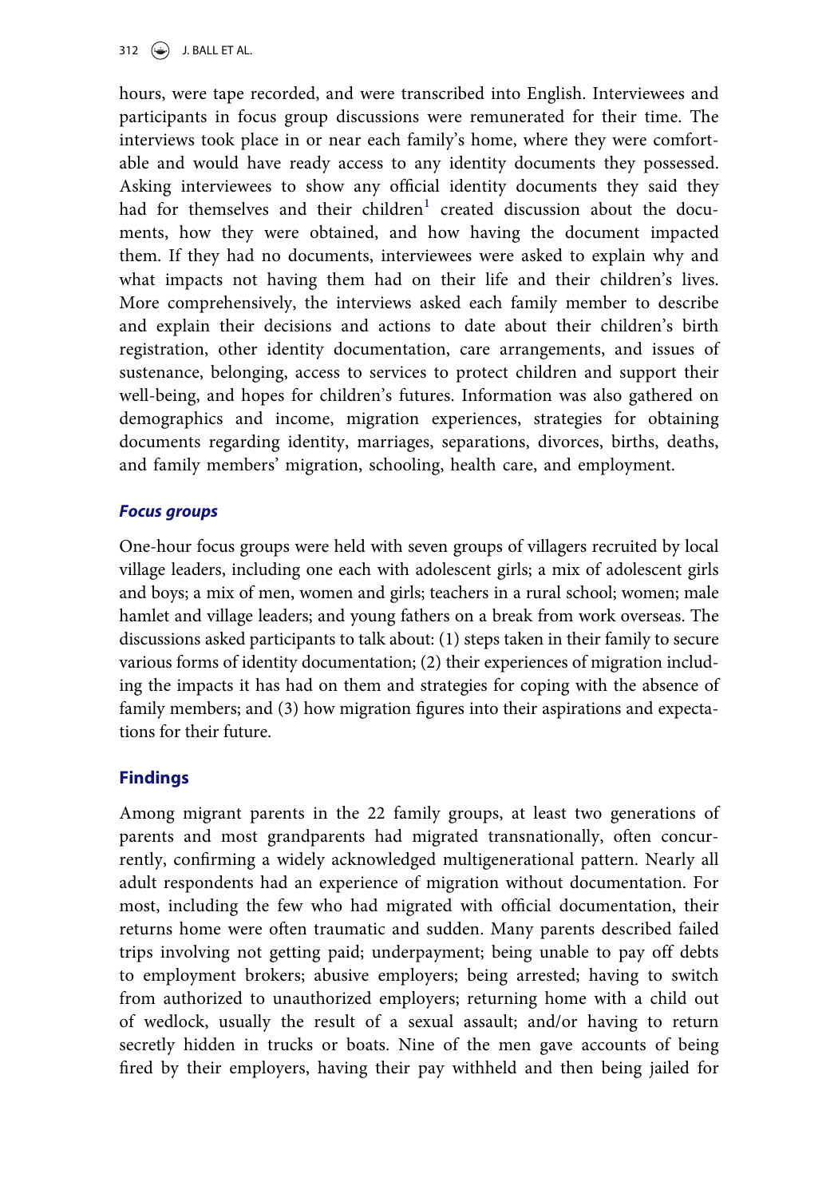hours, were tape recorded, and were transcribed into English. Interviewees and participants in focus group discussions were remunerated for their time. The interviews took place in or near each family's home, where they were comfortable and would have ready access to any identity documents they possessed. Asking interviewees to show any official identity documents they said they had for themselves and their children[1] created discussion about the documents, how they were obtained, and how having the document impacted them. If they had no documents, interviewees were asked to explain why and what impacts not having them had on their life and their children's lives. More comprehensively, the interviews asked each family member to describe and explain their decisions and actions to date about their children's birth registration, other identity documentation, care arrangements, and issues of sustenance, belonging, access to services to protect children and support their well-being, and hopes for children's futures. Information was also gathered on demographics and income, migration experiences, strategies for obtaining documents regarding identity, marriages, separations, divorces, births, deaths, and family members' migration, schooling, health care, and employment.

### *Focus groups*

One-hour focus groups were held with seven groups of villagers recruited by local village leaders, including one each with adolescent girls; a mix of adolescent girls and boys; a mix of men, women and girls; teachers in a rural school; women; male hamlet and village leaders; and young fathers on a break from work overseas. The discussions asked participants to talk about: (1) steps taken in their family to secure various forms of identity documentation; (2) their experiences of migration including the impacts it has had on them and strategies for coping with the absence of family members; and (3) how migration figures into their aspirations and expectations for their future.

## Findings

Among migrant parents in the 22 family groups, at least two generations of parents and most grandparents had migrated transnationally, often concurrently, confirming a widely acknowledged multigenerational pattern. Nearly all adult respondents had an experience of migration without documentation. For most, including the few who had migrated with official documentation, their returns home were often traumatic and sudden. Many parents described failed trips involving not getting paid; underpayment; being unable to pay off debts to employment brokers; abusive employers; being arrested; having to switch from authorized to unauthorized employers; returning home with a child out of wedlock, usually the result of a sexual assault; and/or having to return secretly hidden in trucks or boats. Nine of the men gave accounts of being fired by their employers, having their pay withheld and then being jailed for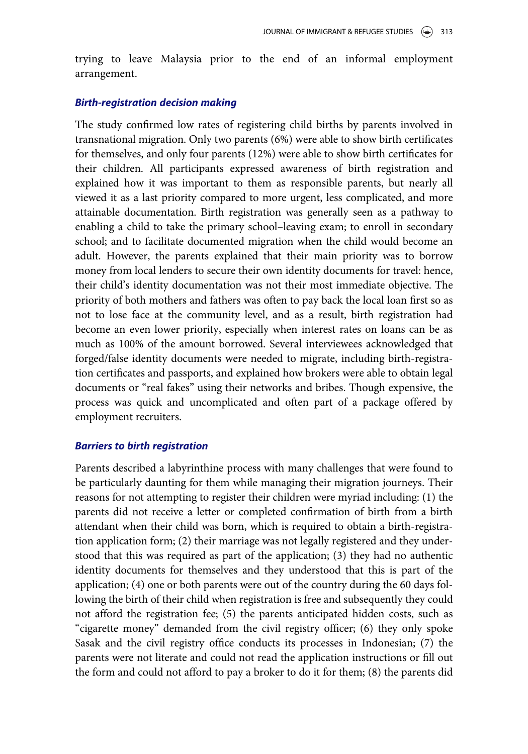trying to leave Malaysia prior to the end of an informal employment arrangement.

### *Birth-registration decision making*

The study confirmed low rates of registering child births by parents involved in transnational migration. Only two parents (6%) were able to show birth certificates for themselves, and only four parents (12%) were able to show birth certificates for their children. All participants expressed awareness of birth registration and explained how it was important to them as responsible parents, but nearly all viewed it as a last priority compared to more urgent, less complicated, and more attainable documentation. Birth registration was generally seen as a pathway to enabling a child to take the primary school–leaving exam; to enroll in secondary school; and to facilitate documented migration when the child would become an adult. However, the parents explained that their main priority was to borrow money from local lenders to secure their own identity documents for travel: hence, their child's identity documentation was not their most immediate objective. The priority of both mothers and fathers was often to pay back the local loan first so as not to lose face at the community level, and as a result, birth registration had become an even lower priority, especially when interest rates on loans can be as much as 100% of the amount borrowed. Several interviewees acknowledged that forged/false identity documents were needed to migrate, including birth-registration certificates and passports, and explained how brokers were able to obtain legal documents or "real fakes" using their networks and bribes. Though expensive, the process was quick and uncomplicated and often part of a package offered by employment recruiters.

### *Barriers to birth registration*

Parents described a labyrinthine process with many challenges that were found to be particularly daunting for them while managing their migration journeys. Their reasons for not attempting to register their children were myriad including: (1) the parents did not receive a letter or completed confirmation of birth from a birth attendant when their child was born, which is required to obtain a birth-registration application form; (2) their marriage was not legally registered and they understood that this was required as part of the application; (3) they had no authentic identity documents for themselves and they understood that this is part of the application; (4) one or both parents were out of the country during the 60 days following the birth of their child when registration is free and subsequently they could not afford the registration fee; (5) the parents anticipated hidden costs, such as "cigarette money" demanded from the civil registry officer; (6) they only spoke Sasak and the civil registry office conducts its processes in Indonesian; (7) the parents were not literate and could not read the application instructions or fill out the form and could not afford to pay a broker to do it for them; (8) the parents did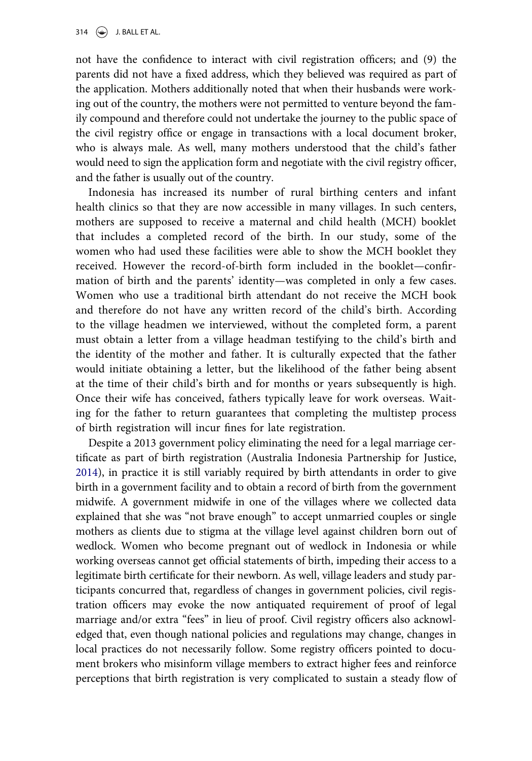not have the confidence to interact with civil registration officers; and (9) the parents did not have a fixed address, which they believed was required as part of the application. Mothers additionally noted that when their husbands were working out of the country, the mothers were not permitted to venture beyond the family compound and therefore could not undertake the journey to the public space of the civil registry office or engage in transactions with a local document broker, who is always male. As well, many mothers understood that the child's father would need to sign the application form and negotiate with the civil registry officer, and the father is usually out of the country.

Indonesia has increased its number of rural birthing centers and infant health clinics so that they are now accessible in many villages. In such centers, mothers are supposed to receive a maternal and child health (MCH) booklet that includes a completed record of the birth. In our study, some of the women who had used these facilities were able to show the MCH booklet they received. However the record-of-birth form included in the booklet—confirmation of birth and the parents' identity—was completed in only a few cases. Women who use a traditional birth attendant do not receive the MCH book and therefore do not have any written record of the child's birth. According to the village headmen we interviewed, without the completed form, a parent must obtain a letter from a village headman testifying to the child's birth and the identity of the mother and father. It is culturally expected that the father would initiate obtaining a letter, but the likelihood of the father being absent at the time of their child's birth and for months or years subsequently is high. Once their wife has conceived, fathers typically leave for work overseas. Waiting for the father to return guarantees that completing the multistep process of birth registration will incur fines for late registration.

Despite a 2013 government policy eliminating the need for a legal marriage certificate as part of birth registration (Australia Indonesia Partnership for Justice, 2014), in practice it is still variably required by birth attendants in order to give birth in a government facility and to obtain a record of birth from the government midwife. A government midwife in one of the villages where we collected data explained that she was "not brave enough" to accept unmarried couples or single mothers as clients due to stigma at the village level against children born out of wedlock. Women who become pregnant out of wedlock in Indonesia or while working overseas cannot get official statements of birth, impeding their access to a legitimate birth certificate for their newborn. As well, village leaders and study participants concurred that, regardless of changes in government policies, civil registration officers may evoke the now antiquated requirement of proof of legal marriage and/or extra "fees" in lieu of proof. Civil registry officers also acknowledged that, even though national policies and regulations may change, changes in local practices do not necessarily follow. Some registry officers pointed to document brokers who misinform village members to extract higher fees and reinforce perceptions that birth registration is very complicated to sustain a steady flow of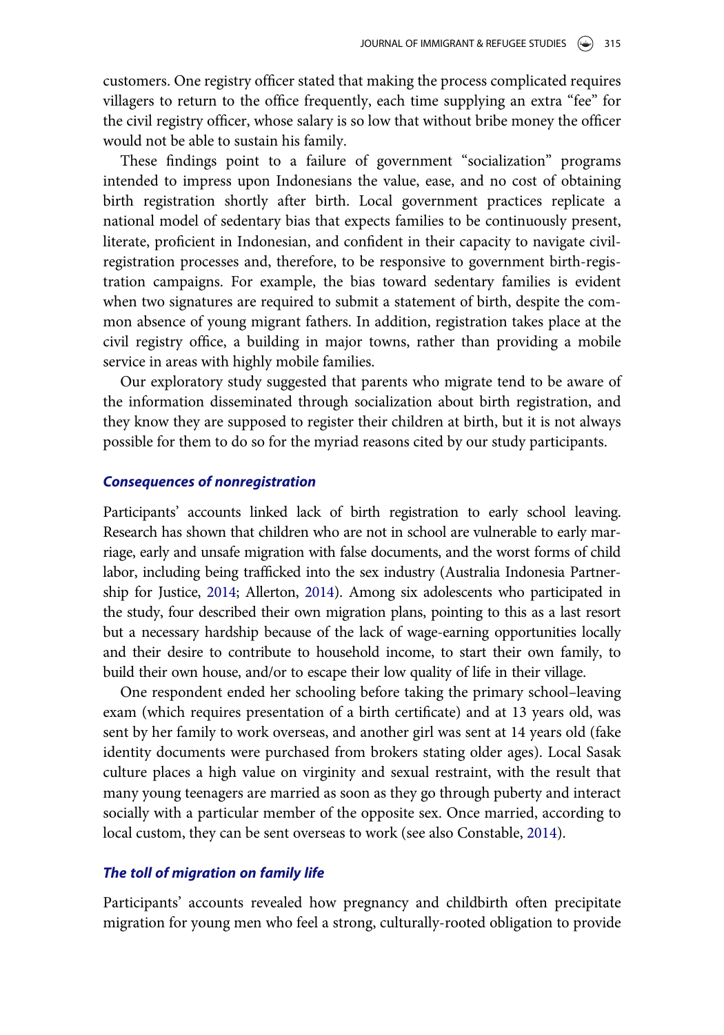customers. One registry officer stated that making the process complicated requires villagers to return to the office frequently, each time supplying an extra "fee" for the civil registry officer, whose salary is so low that without bribe money the officer would not be able to sustain his family.

These findings point to a failure of government "socialization" programs intended to impress upon Indonesians the value, ease, and no cost of obtaining birth registration shortly after birth. Local government practices replicate a national model of sedentary bias that expects families to be continuously present, literate, proficient in Indonesian, and confident in their capacity to navigate civil-registration processes and, therefore, to be responsive to government birth-registration campaigns. For example, the bias toward sedentary families is evident when two signatures are required to submit a statement of birth, despite the common absence of young migrant fathers. In addition, registration takes place at the civil registry office, a building in major towns, rather than providing a mobile service in areas with highly mobile families.

Our exploratory study suggested that parents who migrate tend to be aware of the information disseminated through socialization about birth registration, and they know they are supposed to register their children at birth, but it is not always possible for them to do so for the myriad reasons cited by our study participants.

### *Consequences of nonregistration*

Participants' accounts linked lack of birth registration to early school leaving. Research has shown that children who are not in school are vulnerable to early marriage, early and unsafe migration with false documents, and the worst forms of child labor, including being trafficked into the sex industry (Australia Indonesia Partnership for Justice, 2014; Allerton, 2014). Among six adolescents who participated in the study, four described their own migration plans, pointing to this as a last resort but a necessary hardship because of the lack of wage-earning opportunities locally and their desire to contribute to household income, to start their own family, to build their own house, and/or to escape their low quality of life in their village.

One respondent ended her schooling before taking the primary school–leaving exam (which requires presentation of a birth certificate) and at 13 years old, was sent by her family to work overseas, and another girl was sent at 14 years old (fake identity documents were purchased from brokers stating older ages). Local Sasak culture places a high value on virginity and sexual restraint, with the result that many young teenagers are married as soon as they go through puberty and interact socially with a particular member of the opposite sex. Once married, according to local custom, they can be sent overseas to work (see also Constable, 2014).

### *The toll of migration on family life*

Participants' accounts revealed how pregnancy and childbirth often precipitate migration for young men who feel a strong, culturally-rooted obligation to provide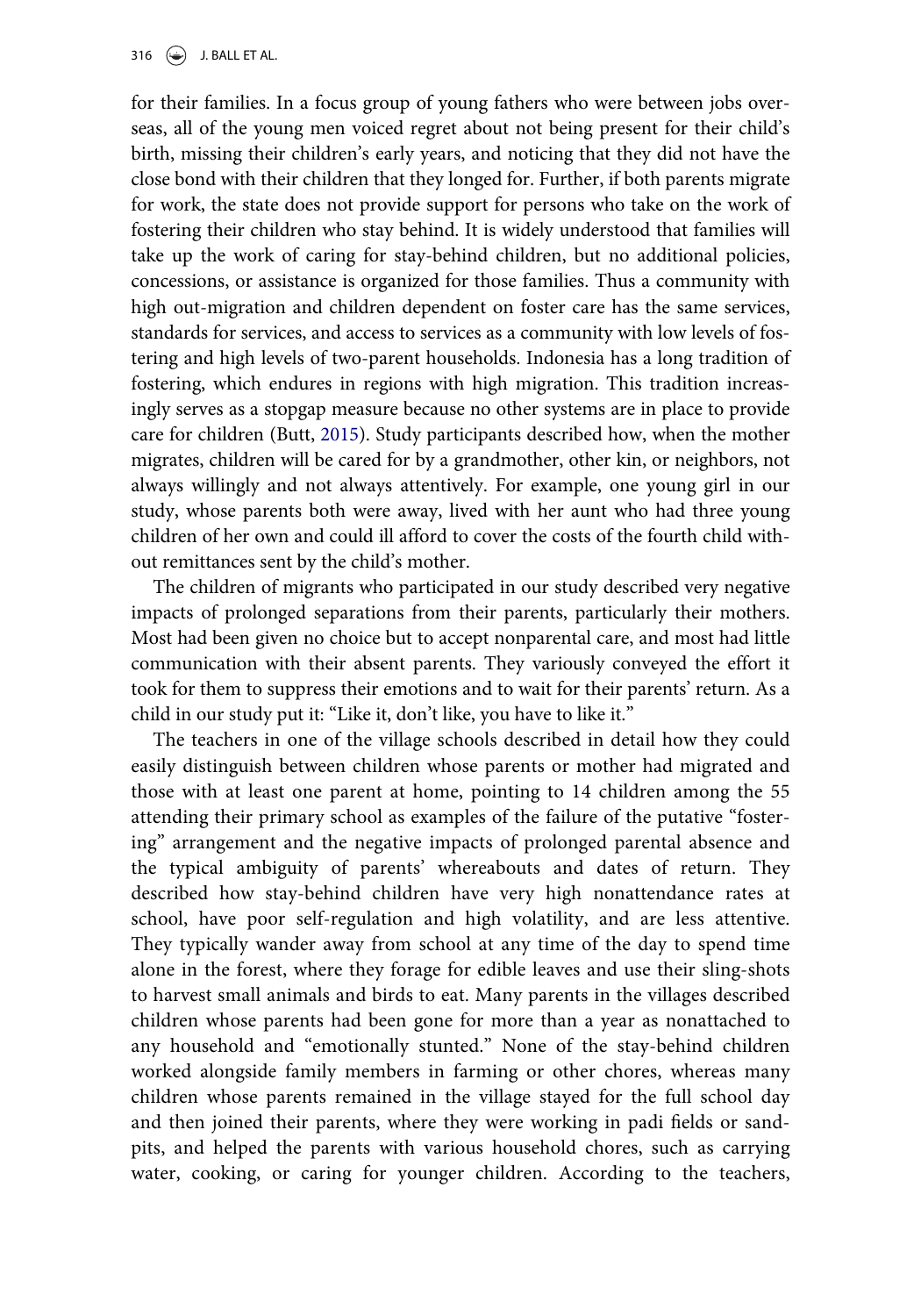for their families. In a focus group of young fathers who were between jobs overseas, all of the young men voiced regret about not being present for their child's birth, missing their children's early years, and noticing that they did not have the close bond with their children that they longed for. Further, if both parents migrate for work, the state does not provide support for persons who take on the work of fostering their children who stay behind. It is widely understood that families will take up the work of caring for stay-behind children, but no additional policies, concessions, or assistance is organized for those families. Thus a community with high out-migration and children dependent on foster care has the same services, standards for services, and access to services as a community with low levels of fostering and high levels of two-parent households. Indonesia has a long tradition of fostering, which endures in regions with high migration. This tradition increasingly serves as a stopgap measure because no other systems are in place to provide care for children (Butt, 2015). Study participants described how, when the mother migrates, children will be cared for by a grandmother, other kin, or neighbors, not always willingly and not always attentively. For example, one young girl in our study, whose parents both were away, lived with her aunt who had three young children of her own and could ill afford to cover the costs of the fourth child without remittances sent by the child's mother.

The children of migrants who participated in our study described very negative impacts of prolonged separations from their parents, particularly their mothers. Most had been given no choice but to accept nonparental care, and most had little communication with their absent parents. They variously conveyed the effort it took for them to suppress their emotions and to wait for their parents' return. As a child in our study put it: "Like it, don't like, you have to like it."

The teachers in one of the village schools described in detail how they could easily distinguish between children whose parents or mother had migrated and those with at least one parent at home, pointing to 14 children among the 55 attending their primary school as examples of the failure of the putative "fostering" arrangement and the negative impacts of prolonged parental absence and the typical ambiguity of parents' whereabouts and dates of return. They described how stay-behind children have very high nonattendance rates at school, have poor self-regulation and high volatility, and are less attentive. They typically wander away from school at any time of the day to spend time alone in the forest, where they forage for edible leaves and use their sling-shots to harvest small animals and birds to eat. Many parents in the villages described children whose parents had been gone for more than a year as nonattached to any household and "emotionally stunted." None of the stay-behind children worked alongside family members in farming or other chores, whereas many children whose parents remained in the village stayed for the full school day and then joined their parents, where they were working in padi fields or sandpits, and helped the parents with various household chores, such as carrying water, cooking, or caring for younger children. According to the teachers,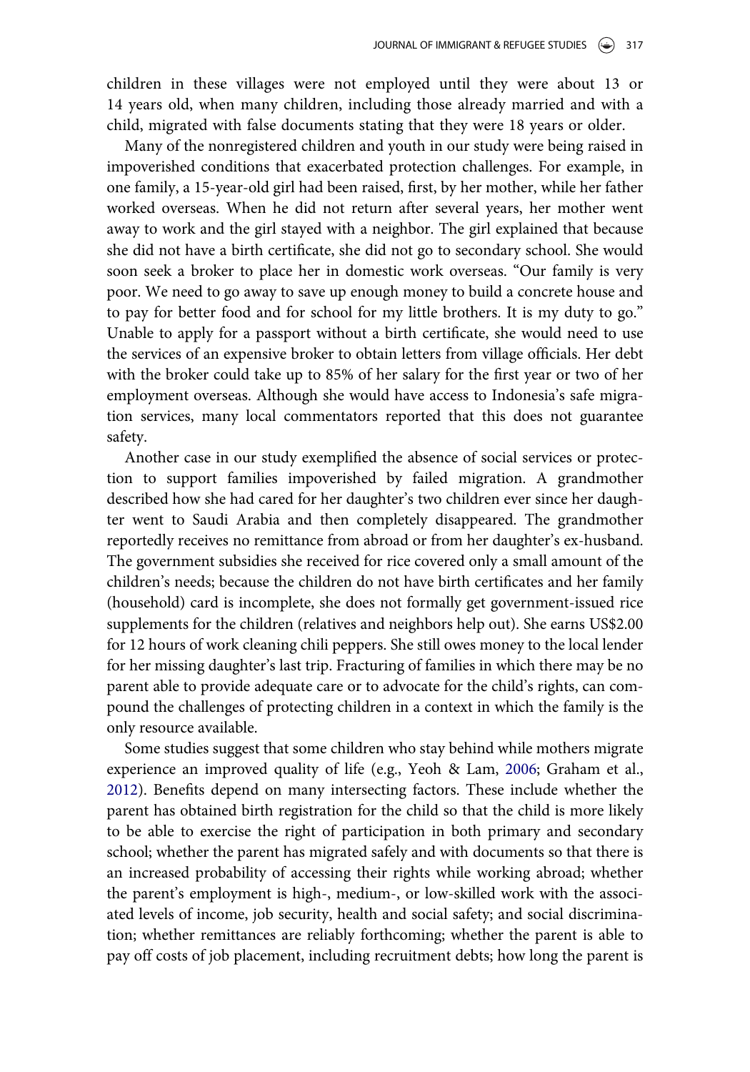children in these villages were not employed until they were about 13 or 14 years old, when many children, including those already married and with a child, migrated with false documents stating that they were 18 years or older.

Many of the nonregistered children and youth in our study were being raised in impoverished conditions that exacerbated protection challenges. For example, in one family, a 15-year-old girl had been raised, first, by her mother, while her father worked overseas. When he did not return after several years, her mother went away to work and the girl stayed with a neighbor. The girl explained that because she did not have a birth certificate, she did not go to secondary school. She would soon seek a broker to place her in domestic work overseas. "Our family is very poor. We need to go away to save up enough money to build a concrete house and to pay for better food and for school for my little brothers. It is my duty to go." Unable to apply for a passport without a birth certificate, she would need to use the services of an expensive broker to obtain letters from village officials. Her debt with the broker could take up to 85% of her salary for the first year or two of her employment overseas. Although she would have access to Indonesia's safe migration services, many local commentators reported that this does not guarantee safety.

Another case in our study exemplified the absence of social services or protection to support families impoverished by failed migration. A grandmother described how she had cared for her daughter's two children ever since her daughter went to Saudi Arabia and then completely disappeared. The grandmother reportedly receives no remittance from abroad or from her daughter's ex-husband. The government subsidies she received for rice covered only a small amount of the children's needs; because the children do not have birth certificates and her family (household) card is incomplete, she does not formally get government-issued rice supplements for the children (relatives and neighbors help out). She earns US$2.00 for 12 hours of work cleaning chili peppers. She still owes money to the local lender for her missing daughter's last trip. Fracturing of families in which there may be no parent able to provide adequate care or to advocate for the child's rights, can compound the challenges of protecting children in a context in which the family is the only resource available.

Some studies suggest that some children who stay behind while mothers migrate experience an improved quality of life (e.g., Yeoh & Lam, 2006; Graham et al., 2012). Benefits depend on many intersecting factors. These include whether the parent has obtained birth registration for the child so that the child is more likely to be able to exercise the right of participation in both primary and secondary school; whether the parent has migrated safely and with documents so that there is an increased probability of accessing their rights while working abroad; whether the parent's employment is high-, medium-, or low-skilled work with the associated levels of income, job security, health and social safety; and social discrimination; whether remittances are reliably forthcoming; whether the parent is able to pay off costs of job placement, including recruitment debts; how long the parent is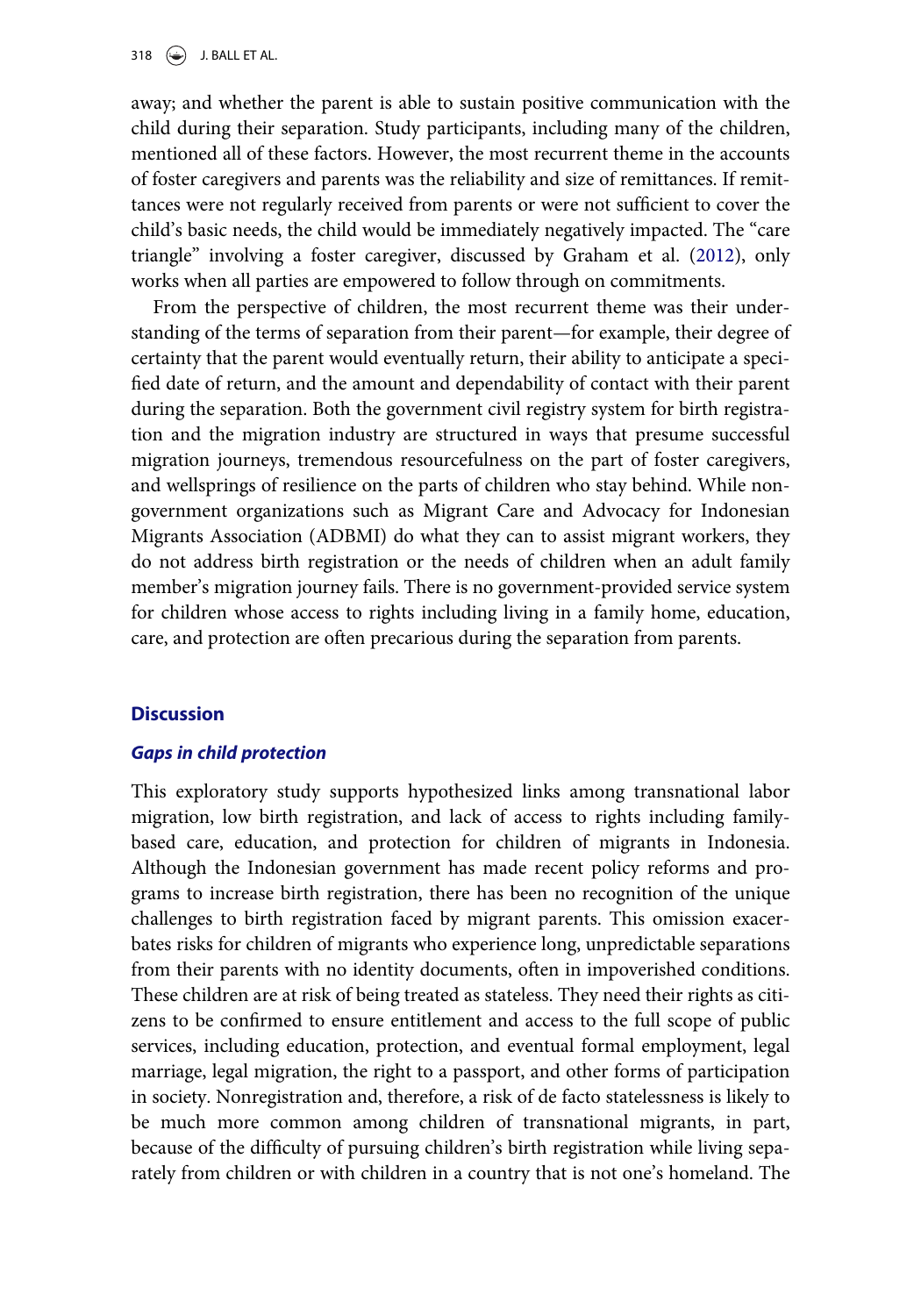away; and whether the parent is able to sustain positive communication with the child during their separation. Study participants, including many of the children, mentioned all of these factors. However, the most recurrent theme in the accounts of foster caregivers and parents was the reliability and size of remittances. If remittances were not regularly received from parents or were not sufficient to cover the child's basic needs, the child would be immediately negatively impacted. The "care triangle" involving a foster caregiver, discussed by Graham et al. (2012), only works when all parties are empowered to follow through on commitments.

From the perspective of children, the most recurrent theme was their understanding of the terms of separation from their parent—for example, their degree of certainty that the parent would eventually return, their ability to anticipate a specified date of return, and the amount and dependability of contact with their parent during the separation. Both the government civil registry system for birth registration and the migration industry are structured in ways that presume successful migration journeys, tremendous resourcefulness on the part of foster caregivers, and wellsprings of resilience on the parts of children who stay behind. While non-government organizations such as Migrant Care and Advocacy for Indonesian Migrants Association (ADBMI) do what they can to assist migrant workers, they do not address birth registration or the needs of children when an adult family member's migration journey fails. There is no government-provided service system for children whose access to rights including living in a family home, education, care, and protection are often precarious during the separation from parents.

## Discussion

### *Gaps in child protection*

This exploratory study supports hypothesized links among transnational labor migration, low birth registration, and lack of access to rights including family-based care, education, and protection for children of migrants in Indonesia. Although the Indonesian government has made recent policy reforms and programs to increase birth registration, there has been no recognition of the unique challenges to birth registration faced by migrant parents. This omission exacerbates risks for children of migrants who experience long, unpredictable separations from their parents with no identity documents, often in impoverished conditions. These children are at risk of being treated as stateless. They need their rights as citizens to be confirmed to ensure entitlement and access to the full scope of public services, including education, protection, and eventual formal employment, legal marriage, legal migration, the right to a passport, and other forms of participation in society. Nonregistration and, therefore, a risk of de facto statelessness is likely to be much more common among children of transnational migrants, in part, because of the difficulty of pursuing children's birth registration while living separately from children or with children in a country that is not one's homeland. The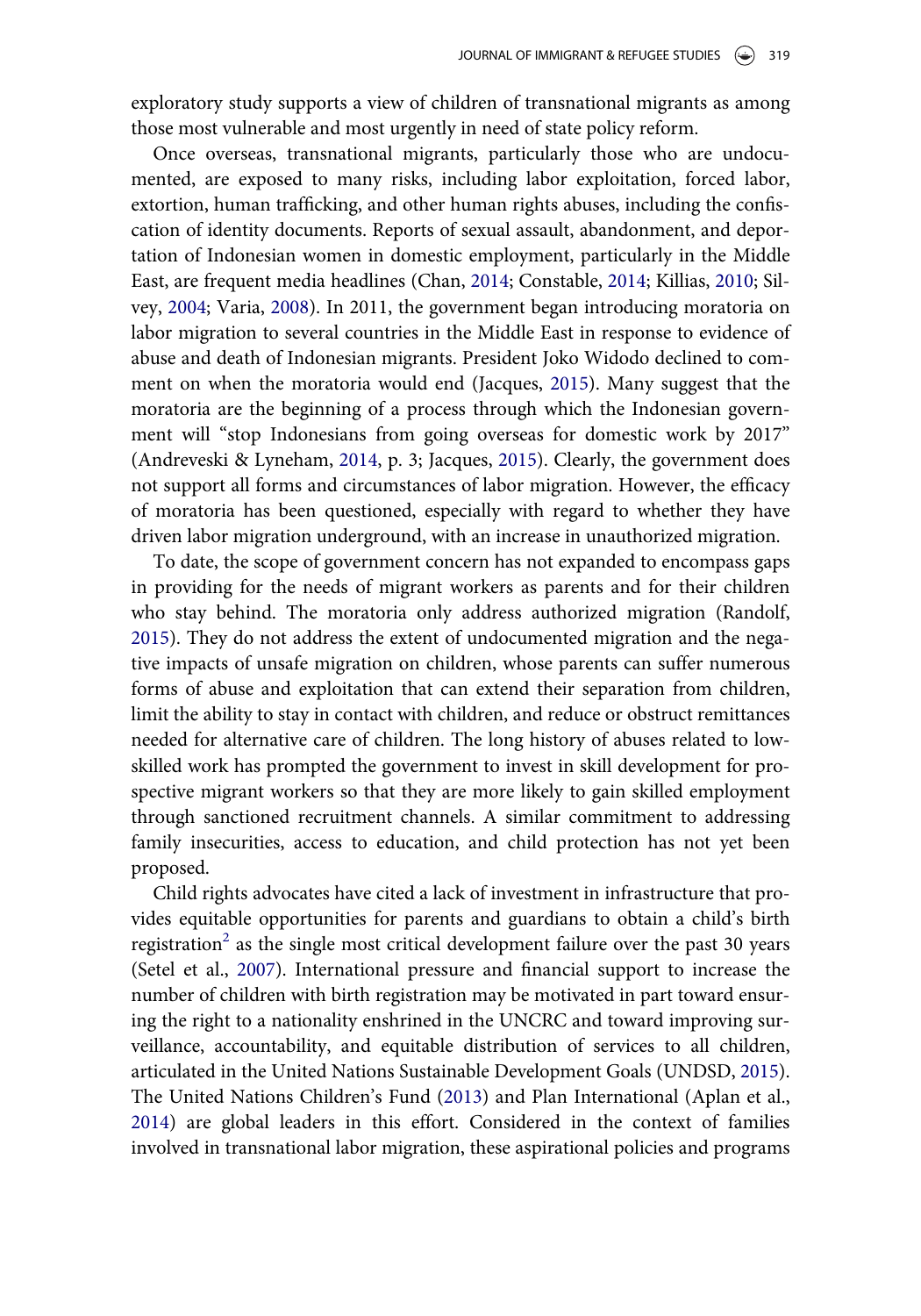exploratory study supports a view of children of transnational migrants as among those most vulnerable and most urgently in need of state policy reform.

Once overseas, transnational migrants, particularly those who are undocumented, are exposed to many risks, including labor exploitation, forced labor, extortion, human trafficking, and other human rights abuses, including the confiscation of identity documents. Reports of sexual assault, abandonment, and deportation of Indonesian women in domestic employment, particularly in the Middle East, are frequent media headlines (Chan, 2014; Constable, 2014; Killias, 2010; Silvey, 2004; Varia, 2008). In 2011, the government began introducing moratoria on labor migration to several countries in the Middle East in response to evidence of abuse and death of Indonesian migrants. President Joko Widodo declined to comment on when the moratoria would end (Jacques, 2015). Many suggest that the moratoria are the beginning of a process through which the Indonesian government will "stop Indonesians from going overseas for domestic work by 2017" (Andreveski & Lyneham, 2014, p. 3; Jacques, 2015). Clearly, the government does not support all forms and circumstances of labor migration. However, the efficacy of moratoria has been questioned, especially with regard to whether they have driven labor migration underground, with an increase in unauthorized migration.

To date, the scope of government concern has not expanded to encompass gaps in providing for the needs of migrant workers as parents and for their children who stay behind. The moratoria only address authorized migration (Randolf, 2015). They do not address the extent of undocumented migration and the negative impacts of unsafe migration on children, whose parents can suffer numerous forms of abuse and exploitation that can extend their separation from children, limit the ability to stay in contact with children, and reduce or obstruct remittances needed for alternative care of children. The long history of abuses related to low-skilled work has prompted the government to invest in skill development for prospective migrant workers so that they are more likely to gain skilled employment through sanctioned recruitment channels. A similar commitment to addressing family insecurities, access to education, and child protection has not yet been proposed.

Child rights advocates have cited a lack of investment in infrastructure that provides equitable opportunities for parents and guardians to obtain a child's birth registration[2] as the single most critical development failure over the past 30 years (Setel et al., 2007). International pressure and financial support to increase the number of children with birth registration may be motivated in part toward ensuring the right to a nationality enshrined in the UNCRC and toward improving surveillance, accountability, and equitable distribution of services to all children, articulated in the United Nations Sustainable Development Goals (UNDSD, 2015). The United Nations Children's Fund (2013) and Plan International (Aplan et al., 2014) are global leaders in this effort. Considered in the context of families involved in transnational labor migration, these aspirational policies and programs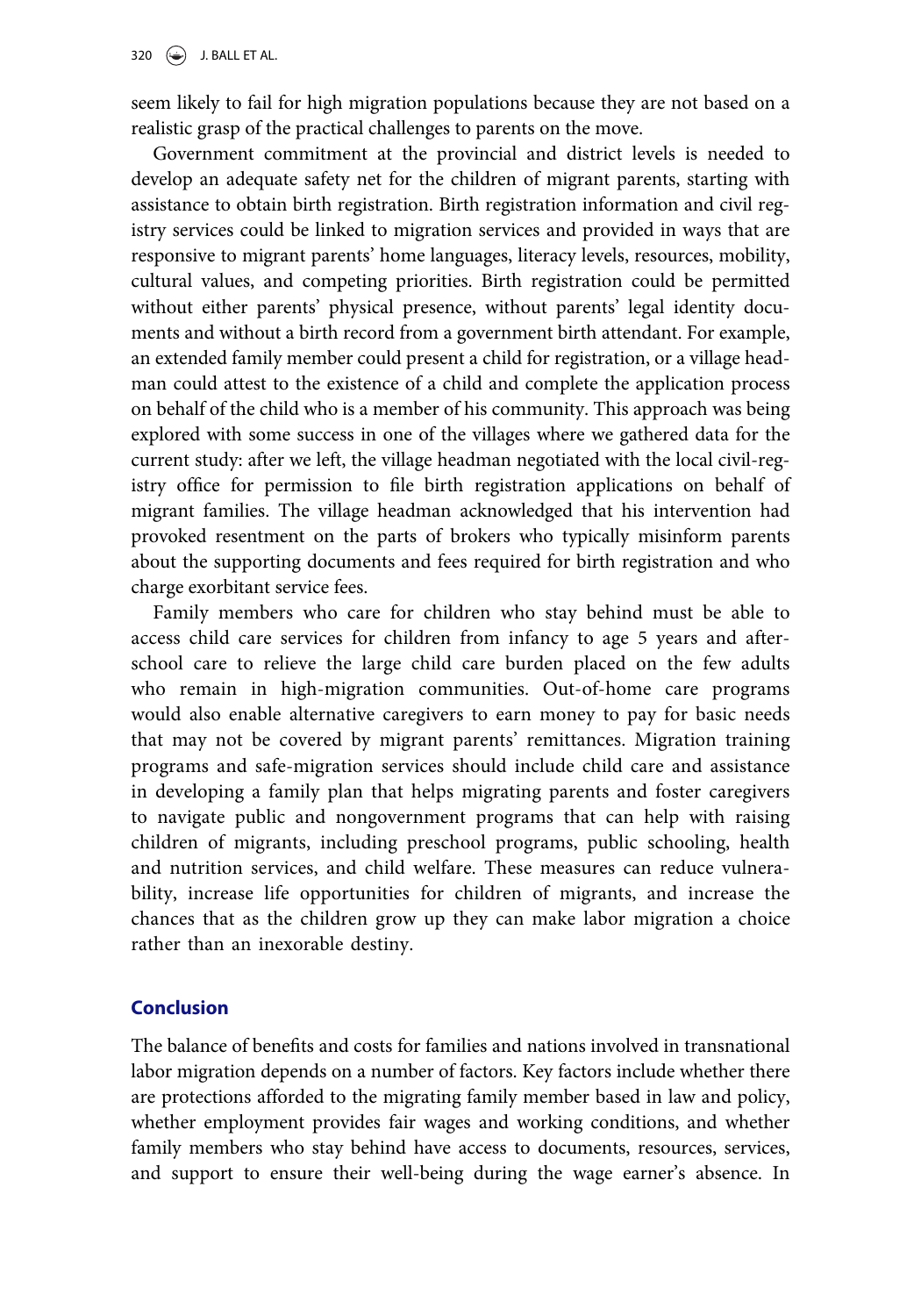seem likely to fail for high migration populations because they are not based on a realistic grasp of the practical challenges to parents on the move.

Government commitment at the provincial and district levels is needed to develop an adequate safety net for the children of migrant parents, starting with assistance to obtain birth registration. Birth registration information and civil registry services could be linked to migration services and provided in ways that are responsive to migrant parents' home languages, literacy levels, resources, mobility, cultural values, and competing priorities. Birth registration could be permitted without either parents' physical presence, without parents' legal identity documents and without a birth record from a government birth attendant. For example, an extended family member could present a child for registration, or a village headman could attest to the existence of a child and complete the application process on behalf of the child who is a member of his community. This approach was being explored with some success in one of the villages where we gathered data for the current study: after we left, the village headman negotiated with the local civil-registry office for permission to file birth registration applications on behalf of migrant families. The village headman acknowledged that his intervention had provoked resentment on the parts of brokers who typically misinform parents about the supporting documents and fees required for birth registration and who charge exorbitant service fees.

Family members who care for children who stay behind must be able to access child care services for children from infancy to age 5 years and after-school care to relieve the large child care burden placed on the few adults who remain in high-migration communities. Out-of-home care programs would also enable alternative caregivers to earn money to pay for basic needs that may not be covered by migrant parents' remittances. Migration training programs and safe-migration services should include child care and assistance in developing a family plan that helps migrating parents and foster caregivers to navigate public and nongovernment programs that can help with raising children of migrants, including preschool programs, public schooling, health and nutrition services, and child welfare. These measures can reduce vulnerability, increase life opportunities for children of migrants, and increase the chances that as the children grow up they can make labor migration a choice rather than an inexorable destiny.

## Conclusion

The balance of benefits and costs for families and nations involved in transnational labor migration depends on a number of factors. Key factors include whether there are protections afforded to the migrating family member based in law and policy, whether employment provides fair wages and working conditions, and whether family members who stay behind have access to documents, resources, services, and support to ensure their well-being during the wage earner's absence. In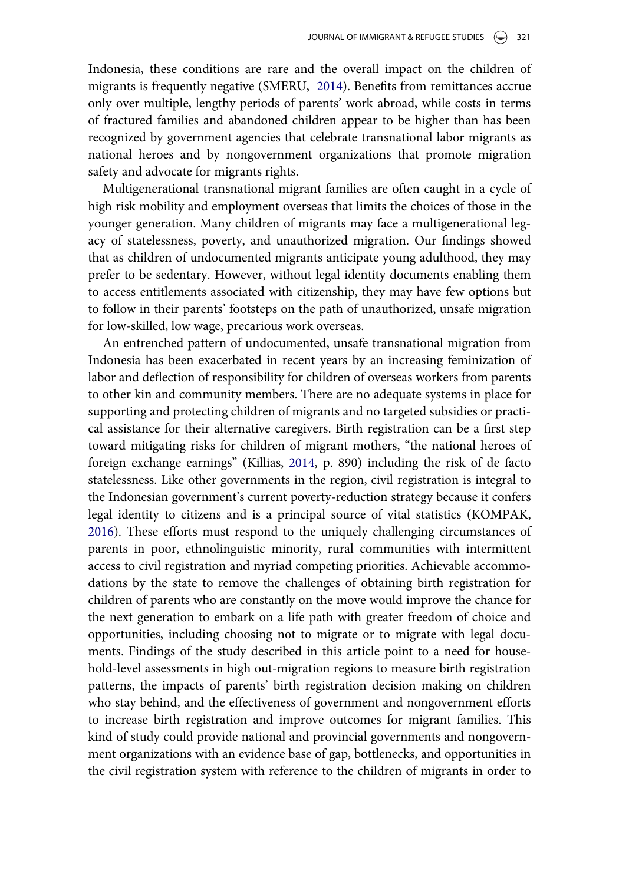Indonesia, these conditions are rare and the overall impact on the children of migrants is frequently negative (SMERU, 2014). Benefits from remittances accrue only over multiple, lengthy periods of parents' work abroad, while costs in terms of fractured families and abandoned children appear to be higher than has been recognized by government agencies that celebrate transnational labor migrants as national heroes and by nongovernment organizations that promote migration safety and advocate for migrants rights.

Multigenerational transnational migrant families are often caught in a cycle of high risk mobility and employment overseas that limits the choices of those in the younger generation. Many children of migrants may face a multigenerational legacy of statelessness, poverty, and unauthorized migration. Our findings showed that as children of undocumented migrants anticipate young adulthood, they may prefer to be sedentary. However, without legal identity documents enabling them to access entitlements associated with citizenship, they may have few options but to follow in their parents' footsteps on the path of unauthorized, unsafe migration for low-skilled, low wage, precarious work overseas.

An entrenched pattern of undocumented, unsafe transnational migration from Indonesia has been exacerbated in recent years by an increasing feminization of labor and deflection of responsibility for children of overseas workers from parents to other kin and community members. There are no adequate systems in place for supporting and protecting children of migrants and no targeted subsidies or practical assistance for their alternative caregivers. Birth registration can be a first step toward mitigating risks for children of migrant mothers, "the national heroes of foreign exchange earnings" (Killias, 2014, p. 890) including the risk of de facto statelessness. Like other governments in the region, civil registration is integral to the Indonesian government's current poverty-reduction strategy because it confers legal identity to citizens and is a principal source of vital statistics (KOMPAK, 2016). These efforts must respond to the uniquely challenging circumstances of parents in poor, ethnolinguistic minority, rural communities with intermittent access to civil registration and myriad competing priorities. Achievable accommodations by the state to remove the challenges of obtaining birth registration for children of parents who are constantly on the move would improve the chance for the next generation to embark on a life path with greater freedom of choice and opportunities, including choosing not to migrate or to migrate with legal documents. Findings of the study described in this article point to a need for household-level assessments in high out-migration regions to measure birth registration patterns, the impacts of parents' birth registration decision making on children who stay behind, and the effectiveness of government and nongovernment efforts to increase birth registration and improve outcomes for migrant families. This kind of study could provide national and provincial governments and nongovernment organizations with an evidence base of gap, bottlenecks, and opportunities in the civil registration system with reference to the children of migrants in order to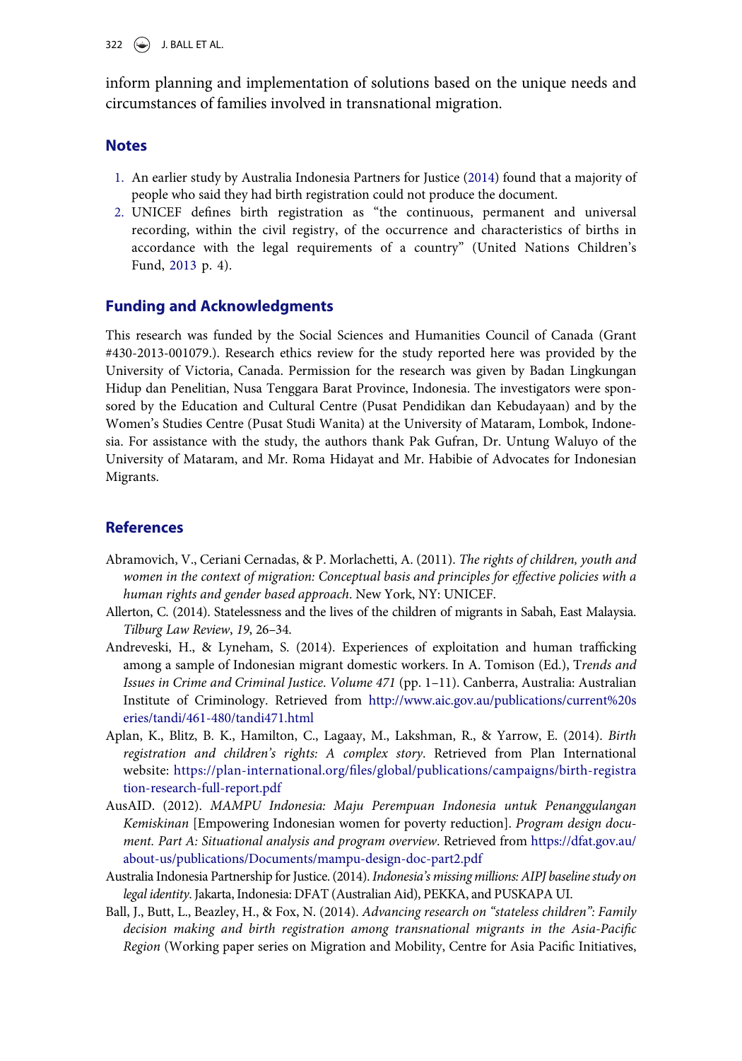inform planning and implementation of solutions based on the unique needs and circumstances of families involved in transnational migration.

## Notes

1. An earlier study by Australia Indonesia Partners for Justice (2014) found that a majority of people who said they had birth registration could not produce the document.
2. UNICEF defines birth registration as "the continuous, permanent and universal recording, within the civil registry, of the occurrence and characteristics of births in accordance with the legal requirements of a country" (United Nations Children's Fund, 2013 p. 4).

## Funding and Acknowledgments

This research was funded by the Social Sciences and Humanities Council of Canada (Grant #430-2013-001079.). Research ethics review for the study reported here was provided by the University of Victoria, Canada. Permission for the research was given by Badan Lingkungan Hidup dan Penelitian, Nusa Tenggara Barat Province, Indonesia. The investigators were sponsored by the Education and Cultural Centre (Pusat Pendidikan dan Kebudayaan) and by the Women's Studies Centre (Pusat Studi Wanita) at the University of Mataram, Lombok, Indonesia. For assistance with the study, the authors thank Pak Gufran, Dr. Untung Waluyo of the University of Mataram, and Mr. Roma Hidayat and Mr. Habibie of Advocates for Indonesian Migrants.

## References

Abramovich, V., Ceriani Cernadas, & P. Morlachetti, A. (2011). *The rights of children, youth and women in the context of migration: Conceptual basis and principles for effective policies with a human rights and gender based approach*. New York, NY: UNICEF.

Allerton, C. (2014). Statelessness and the lives of the children of migrants in Sabah, East Malaysia. *Tilburg Law Review*, *19*, 26–34.

Andreveski, H., & Lyneham, S. (2014). Experiences of exploitation and human trafficking among a sample of Indonesian migrant domestic workers. In A. Tomison (Ed.), T*rends and Issues in Crime and Criminal Justice. Volume 471* (pp. 1–11). Canberra, Australia: Australian Institute of Criminology. Retrieved from http://www.aic.gov.au/publications/current%20series/tandi/461-480/tandi471.html

Aplan, K., Blitz, B. K., Hamilton, C., Lagaay, M., Lakshman, R., & Yarrow, E. (2014). *Birth registration and children's rights: A complex story*. Retrieved from Plan International website: https://plan-international.org/files/global/publications/campaigns/birth-registration-research-full-report.pdf

AusAID. (2012). *MAMPU Indonesia: Maju Perempuan Indonesia untuk Penanggulangan Kemiskinan* [Empowering Indonesian women for poverty reduction]. *Program design document. Part A: Situational analysis and program overview*. Retrieved from https://dfat.gov.au/about-us/publications/Documents/mampu-design-doc-part2.pdf

Australia Indonesia Partnership for Justice. (2014). *Indonesia's missing millions: AIPJ baseline study on legal identity*. Jakarta, Indonesia: DFAT (Australian Aid), PEKKA, and PUSKAPA UI.

Ball, J., Butt, L., Beazley, H., & Fox, N. (2014). *Advancing research on "stateless children": Family decision making and birth registration among transnational migrants in the Asia-Pacific Region* (Working paper series on Migration and Mobility, Centre for Asia Pacific Initiatives,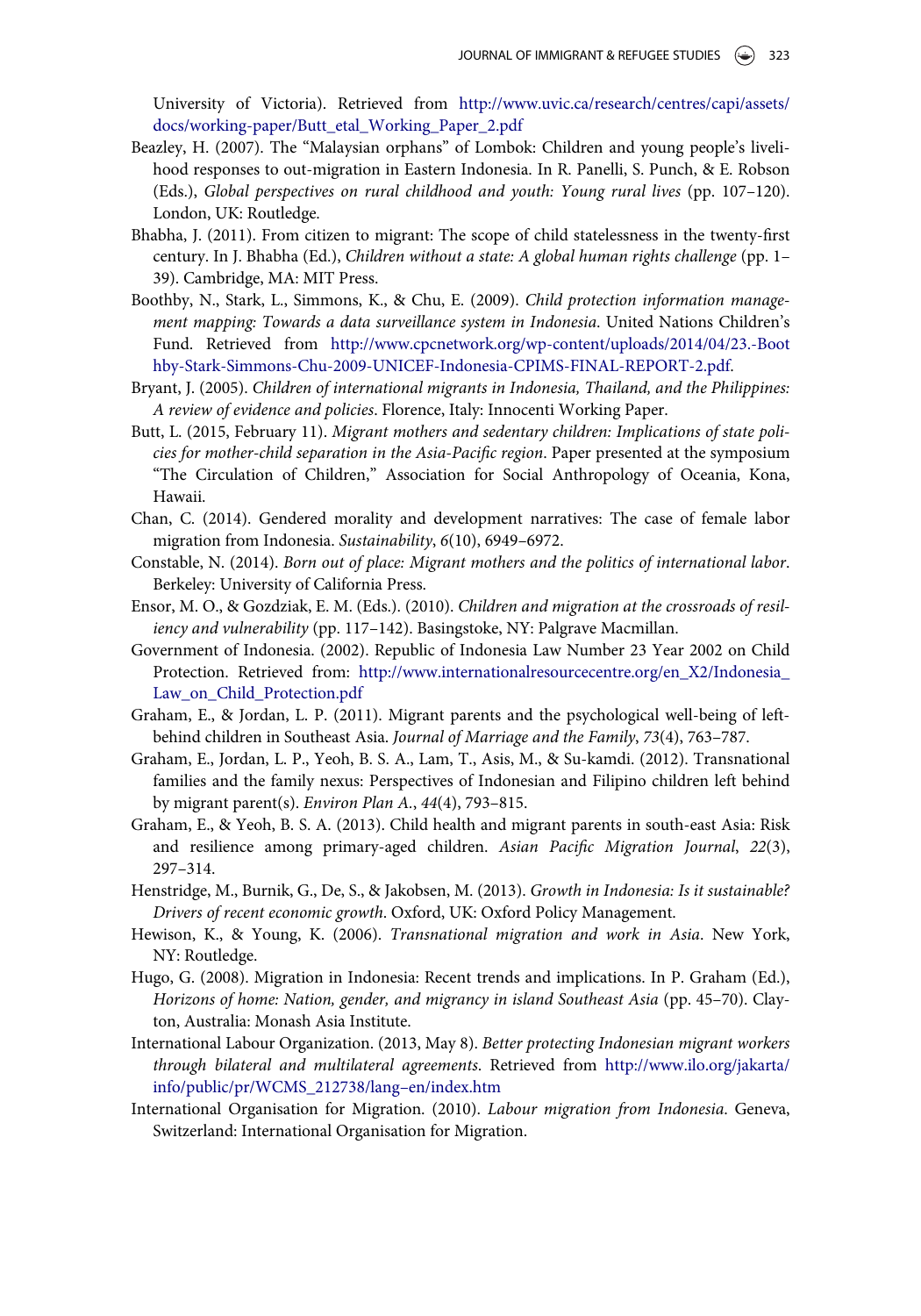University of Victoria). Retrieved from http://www.uvic.ca/research/centres/capi/assets/docs/working-paper/Butt_etal_Working_Paper_2.pdf

Beazley, H. (2007). The "Malaysian orphans" of Lombok: Children and young people's livelihood responses to out-migration in Eastern Indonesia. In R. Panelli, S. Punch, & E. Robson (Eds.), *Global perspectives on rural childhood and youth: Young rural lives* (pp. 107–120). London, UK: Routledge.

Bhabha, J. (2011). From citizen to migrant: The scope of child statelessness in the twenty-first century. In J. Bhabha (Ed.), *Children without a state: A global human rights challenge* (pp. 1–39). Cambridge, MA: MIT Press.

Boothby, N., Stark, L., Simmons, K., & Chu, E. (2009). *Child protection information management mapping: Towards a data surveillance system in Indonesia*. United Nations Children's Fund. Retrieved from http://www.cpcnetwork.org/wp-content/uploads/2014/04/23.-Boothby-Stark-Simmons-Chu-2009-UNICEF-Indonesia-CPIMS-FINAL-REPORT-2.pdf.

Bryant, J. (2005). *Children of international migrants in Indonesia, Thailand, and the Philippines: A review of evidence and policies*. Florence, Italy: Innocenti Working Paper.

Butt, L. (2015, February 11). *Migrant mothers and sedentary children: Implications of state policies for mother-child separation in the Asia-Pacific region*. Paper presented at the symposium "The Circulation of Children," Association for Social Anthropology of Oceania, Kona, Hawaii.

Chan, C. (2014). Gendered morality and development narratives: The case of female labor migration from Indonesia. *Sustainability*, *6*(10), 6949–6972.

Constable, N. (2014). *Born out of place: Migrant mothers and the politics of international labor*. Berkeley: University of California Press.

Ensor, M. O., & Gozdziak, E. M. (Eds.). (2010). *Children and migration at the crossroads of resiliency and vulnerability* (pp. 117–142). Basingstoke, NY: Palgrave Macmillan.

Government of Indonesia. (2002). Republic of Indonesia Law Number 23 Year 2002 on Child Protection. Retrieved from: http://www.internationalresourcecentre.org/en_X2/Indonesia_Law_on_Child_Protection.pdf

Graham, E., & Jordan, L. P. (2011). Migrant parents and the psychological well-being of left-behind children in Southeast Asia. *Journal of Marriage and the Family*, *73*(4), 763–787.

Graham, E., Jordan, L. P., Yeoh, B. S. A., Lam, T., Asis, M., & Su-kamdi. (2012). Transnational families and the family nexus: Perspectives of Indonesian and Filipino children left behind by migrant parent(s). *Environ Plan A.*, *44*(4), 793–815.

Graham, E., & Yeoh, B. S. A. (2013). Child health and migrant parents in south-east Asia: Risk and resilience among primary-aged children. *Asian Pacific Migration Journal*, *22*(3), 297–314.

Henstridge, M., Burnik, G., De, S., & Jakobsen, M. (2013). *Growth in Indonesia: Is it sustainable? Drivers of recent economic growth*. Oxford, UK: Oxford Policy Management.

Hewison, K., & Young, K. (2006). *Transnational migration and work in Asia*. New York, NY: Routledge.

Hugo, G. (2008). Migration in Indonesia: Recent trends and implications. In P. Graham (Ed.), *Horizons of home: Nation, gender, and migrancy in island Southeast Asia* (pp. 45–70). Clayton, Australia: Monash Asia Institute.

International Labour Organization. (2013, May 8). *Better protecting Indonesian migrant workers through bilateral and multilateral agreements*. Retrieved from http://www.ilo.org/jakarta/info/public/pr/WCMS_212738/lang–en/index.htm

International Organisation for Migration. (2010). *Labour migration from Indonesia*. Geneva, Switzerland: International Organisation for Migration.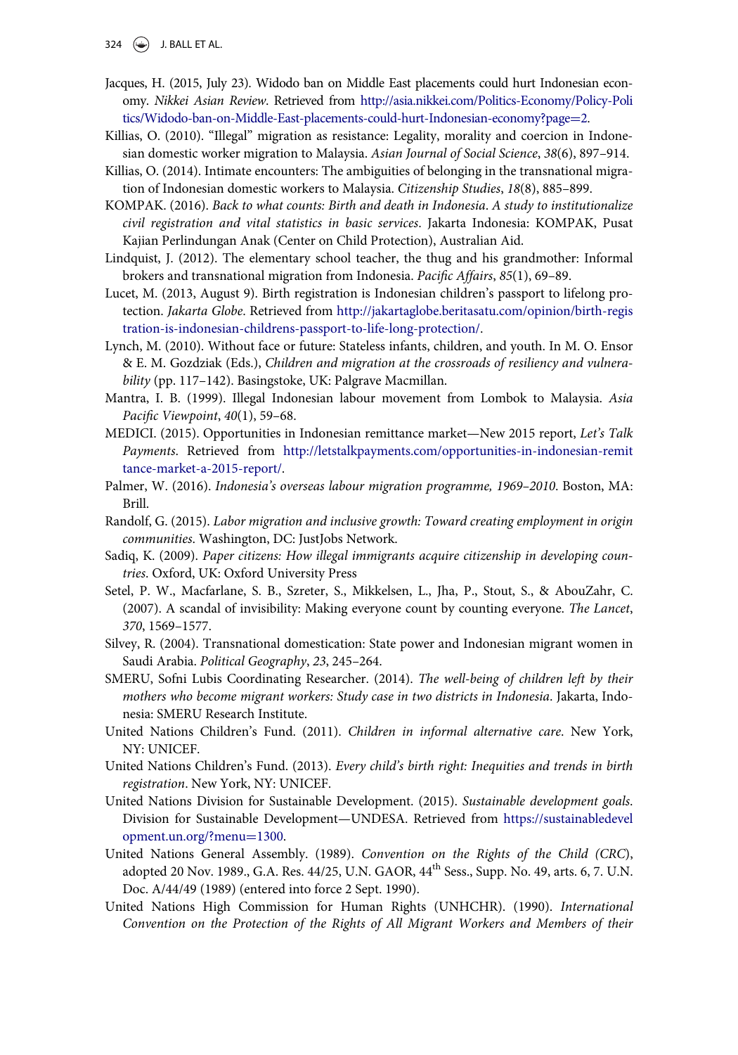Jacques, H. (2015, July 23). Widodo ban on Middle East placements could hurt Indonesian economy. *Nikkei Asian Review*. Retrieved from http://asia.nikkei.com/Politics-Economy/Policy-Politics/Widodo-ban-on-Middle-East-placements-could-hurt-Indonesian-economy?page=2.

Killias, O. (2010). "Illegal" migration as resistance: Legality, morality and coercion in Indonesian domestic worker migration to Malaysia. *Asian Journal of Social Science*, *38*(6), 897–914.

Killias, O. (2014). Intimate encounters: The ambiguities of belonging in the transnational migration of Indonesian domestic workers to Malaysia. *Citizenship Studies*, *18*(8), 885–899.

KOMPAK. (2016). *Back to what counts: Birth and death in Indonesia*. *A study to institutionalize civil registration and vital statistics in basic services*. Jakarta Indonesia: KOMPAK, Pusat Kajian Perlindungan Anak (Center on Child Protection), Australian Aid.

Lindquist, J. (2012). The elementary school teacher, the thug and his grandmother: Informal brokers and transnational migration from Indonesia. *Pacific Affairs*, *85*(1), 69–89.

Lucet, M. (2013, August 9). Birth registration is Indonesian children's passport to lifelong protection. *Jakarta Globe*. Retrieved from http://jakartaglobe.beritasatu.com/opinion/birth-registration-is-indonesian-childrens-passport-to-life-long-protection/.

Lynch, M. (2010). Without face or future: Stateless infants, children, and youth. In M. O. Ensor & E. M. Gozdziak (Eds.), *Children and migration at the crossroads of resiliency and vulnerability* (pp. 117–142). Basingstoke, UK: Palgrave Macmillan.

Mantra, I. B. (1999). Illegal Indonesian labour movement from Lombok to Malaysia. *Asia Pacific Viewpoint*, *40*(1), 59–68.

MEDICI. (2015). Opportunities in Indonesian remittance market—New 2015 report, *Let's Talk Payments*. Retrieved from http://letstalkpayments.com/opportunities-in-indonesian-remittance-market-a-2015-report/.

Palmer, W. (2016). *Indonesia's overseas labour migration programme, 1969–2010*. Boston, MA: Brill.

Randolf, G. (2015). *Labor migration and inclusive growth: Toward creating employment in origin communities*. Washington, DC: JustJobs Network.

Sadiq, K. (2009). *Paper citizens: How illegal immigrants acquire citizenship in developing countries*. Oxford, UK: Oxford University Press

Setel, P. W., Macfarlane, S. B., Szreter, S., Mikkelsen, L., Jha, P., Stout, S., & AbouZahr, C. (2007). A scandal of invisibility: Making everyone count by counting everyone. *The Lancet*, *370*, 1569–1577.

Silvey, R. (2004). Transnational domestication: State power and Indonesian migrant women in Saudi Arabia. *Political Geography*, *23*, 245–264.

SMERU, Sofni Lubis Coordinating Researcher. (2014). *The well-being of children left by their mothers who become migrant workers: Study case in two districts in Indonesia*. Jakarta, Indonesia: SMERU Research Institute.

United Nations Children's Fund. (2011). *Children in informal alternative care*. New York, NY: UNICEF.

United Nations Children's Fund. (2013). *Every child's birth right: Inequities and trends in birth registration*. New York, NY: UNICEF.

United Nations Division for Sustainable Development. (2015). *Sustainable development goals*. Division for Sustainable Development—UNDESA. Retrieved from https://sustainabledevelopment.un.org/?menu=1300.

United Nations General Assembly. (1989). *Convention on the Rights of the Child (CRC)*, adopted 20 Nov. 1989., G.A. Res. 44/25, U.N. GAOR, 44th Sess., Supp. No. 49, arts. 6, 7. U.N. Doc. A/44/49 (1989) (entered into force 2 Sept. 1990).

United Nations High Commission for Human Rights (UNHCHR). (1990). *International Convention on the Protection of the Rights of All Migrant Workers and Members of their*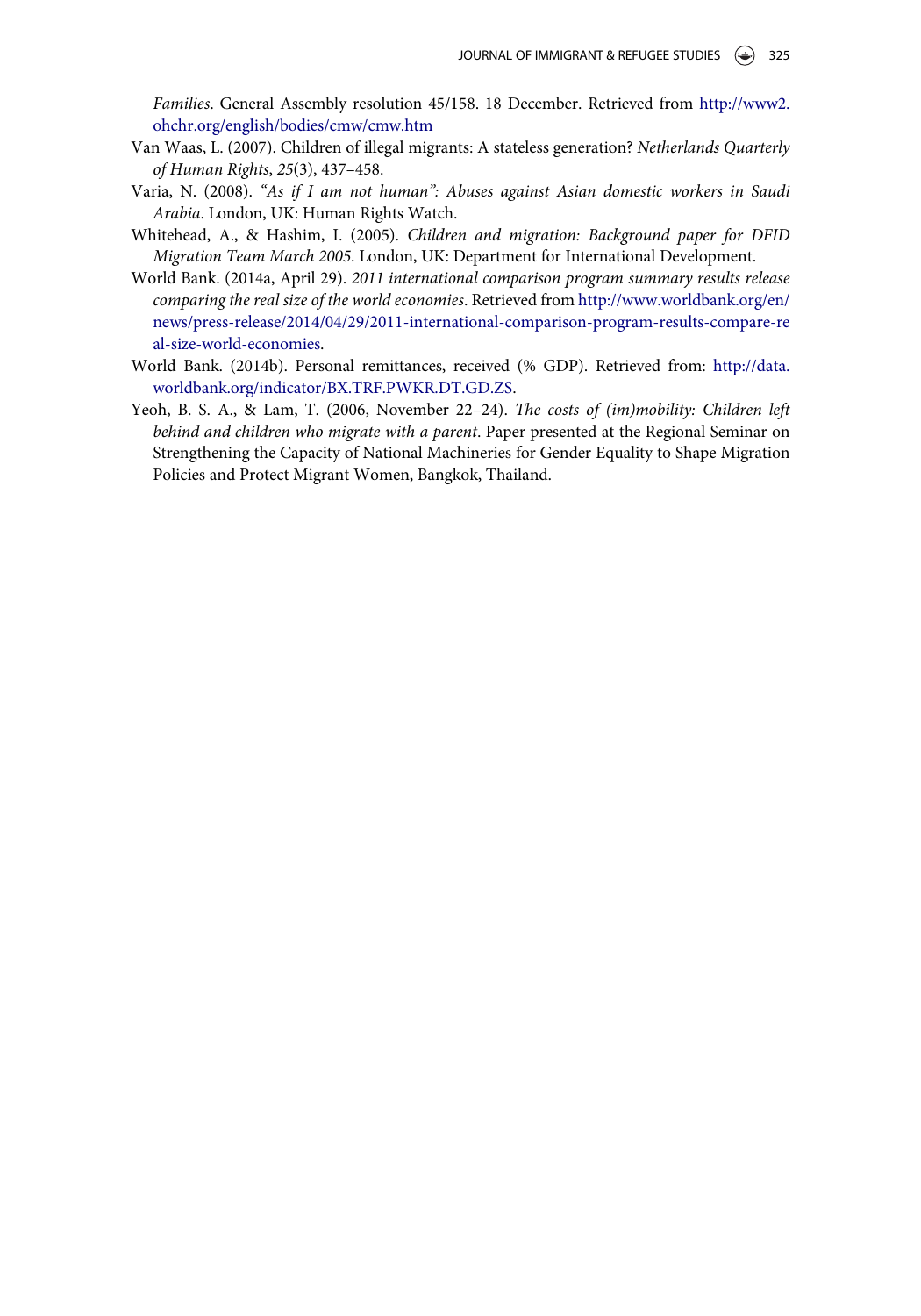*Families*. General Assembly resolution 45/158. 18 December. Retrieved from http://www2.ohchr.org/english/bodies/cmw/cmw.htm

Van Waas, L. (2007). Children of illegal migrants: A stateless generation? *Netherlands Quarterly of Human Rights*, *25*(3), 437–458.

Varia, N. (2008). *"As if I am not human": Abuses against Asian domestic workers in Saudi Arabia*. London, UK: Human Rights Watch.

Whitehead, A., & Hashim, I. (2005). *Children and migration: Background paper for DFID Migration Team March 2005*. London, UK: Department for International Development.

World Bank. (2014a, April 29). *2011 international comparison program summary results release comparing the real size of the world economies*. Retrieved from http://www.worldbank.org/en/news/press-release/2014/04/29/2011-international-comparison-program-results-compare-real-size-world-economies.

World Bank. (2014b). Personal remittances, received (% GDP). Retrieved from: http://data.worldbank.org/indicator/BX.TRF.PWKR.DT.GD.ZS.

Yeoh, B. S. A., & Lam, T. (2006, November 22–24). *The costs of (im)mobility: Children left behind and children who migrate with a parent*. Paper presented at the Regional Seminar on Strengthening the Capacity of National Machineries for Gender Equality to Shape Migration Policies and Protect Migrant Women, Bangkok, Thailand.